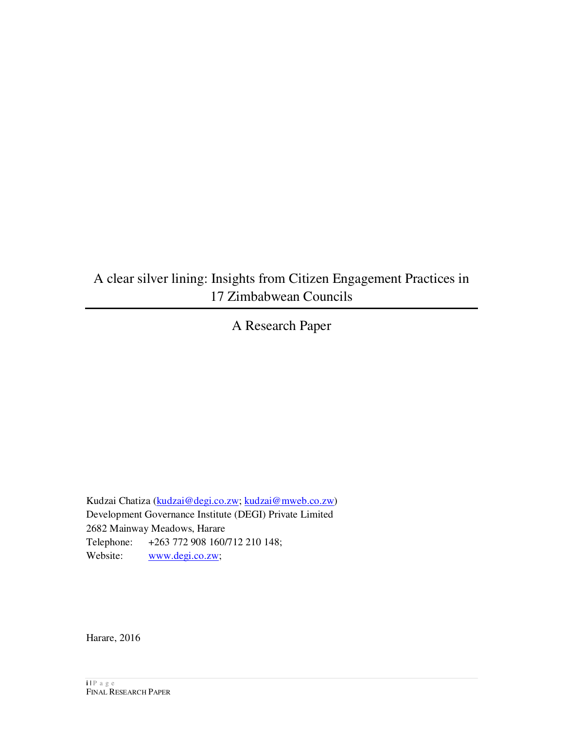# A clear silver lining: Insights from Citizen Engagement Practices in 17 Zimbabwean Councils

## A Research Paper

Kudzai Chatiza (kudzai@degi.co.zw; kudzai@mweb.co.zw)
Development Governance Institute (DEGI) Private Limited
2682 Mainway Meadows, Harare
Telephone: +263 772 908 160/712 210 148;
Website: www.degi.co.zw;

Harare, 2016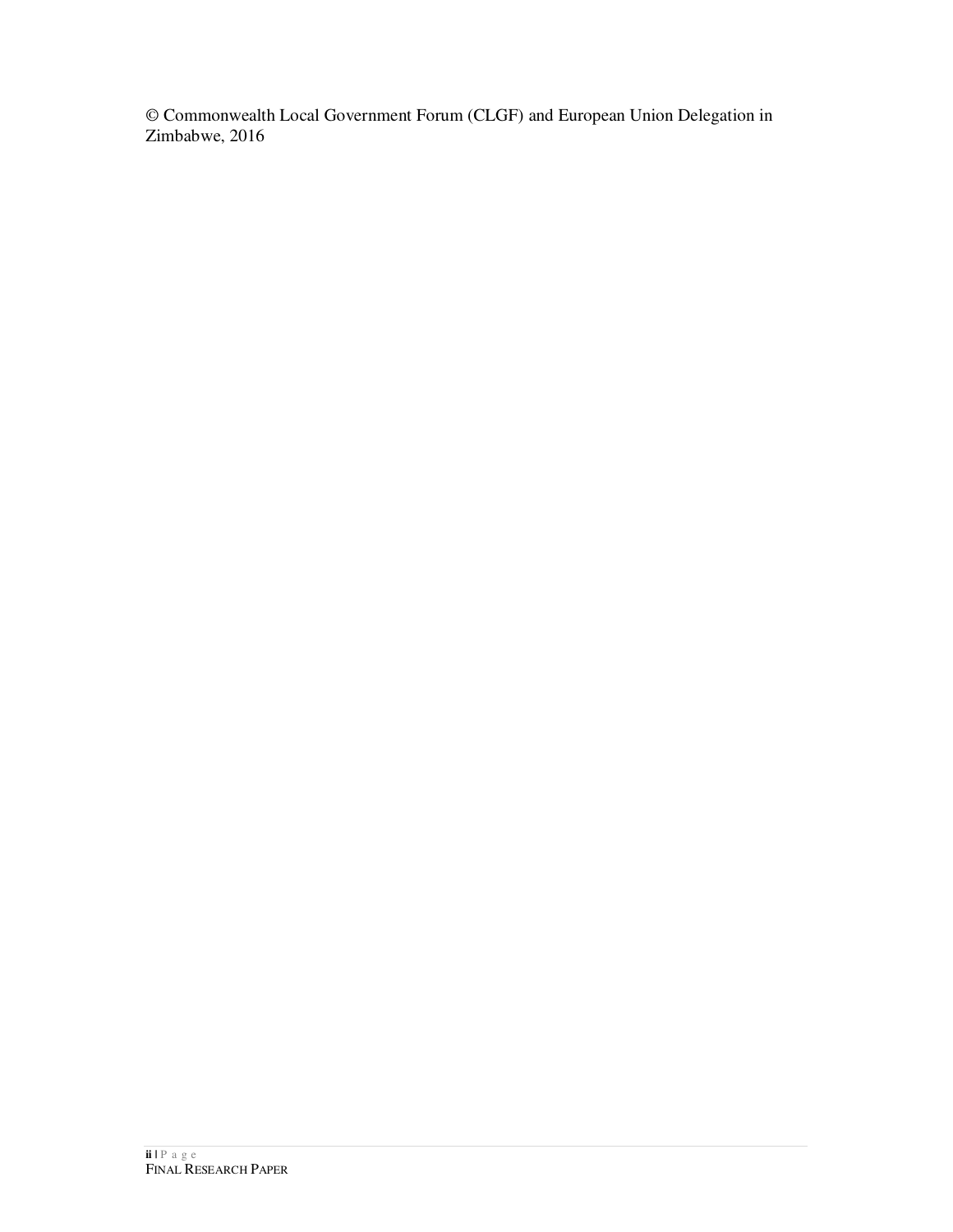© Commonwealth Local Government Forum (CLGF) and European Union Delegation in Zimbabwe, 2016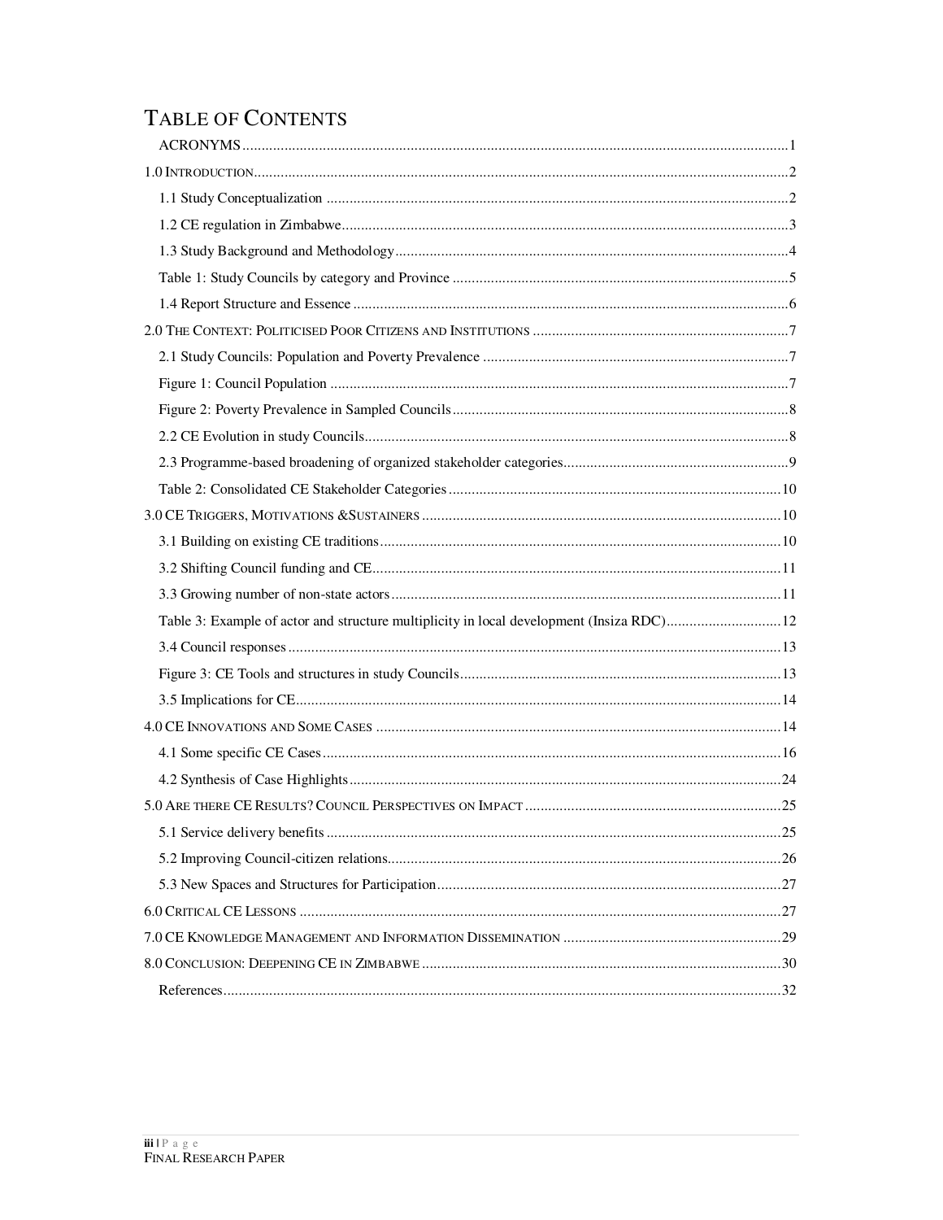# Table of Contents

- ACRONYMS ..... 1
- 1.0 Introduction ..... 2
  - 1.1 Study Conceptualization ..... 2
  - 1.2 CE regulation in Zimbabwe ..... 3
  - 1.3 Study Background and Methodology ..... 4
  - Table 1: Study Councils by category and Province ..... 5
  - 1.4 Report Structure and Essence ..... 6
- 2.0 The Context: Politicised Poor Citizens and Institutions ..... 7
  - 2.1 Study Councils: Population and Poverty Prevalence ..... 7
  - Figure 1: Council Population ..... 7
  - Figure 2: Poverty Prevalence in Sampled Councils ..... 8
  - 2.2 CE Evolution in study Councils ..... 8
  - 2.3 Programme-based broadening of organized stakeholder categories ..... 9
  - Table 2: Consolidated CE Stakeholder Categories ..... 10
- 3.0 CE Triggers, Motivations &Sustainers ..... 10
  - 3.1 Building on existing CE traditions ..... 10
  - 3.2 Shifting Council funding and CE ..... 11
  - 3.3 Growing number of non-state actors ..... 11
  - Table 3: Example of actor and structure multiplicity in local development (Insiza RDC) ..... 12
  - 3.4 Council responses ..... 13
  - Figure 3: CE Tools and structures in study Councils ..... 13
  - 3.5 Implications for CE ..... 14
- 4.0 CE Innovations and Some Cases ..... 14
  - 4.1 Some specific CE Cases ..... 16
  - 4.2 Synthesis of Case Highlights ..... 24
- 5.0 Are there CE Results? Council Perspectives on Impact ..... 25
  - 5.1 Service delivery benefits ..... 25
  - 5.2 Improving Council-citizen relations ..... 26
  - 5.3 New Spaces and Structures for Participation ..... 27
- 6.0 Critical CE Lessons ..... 27
- 7.0 CE Knowledge Management and Information Dissemination ..... 29
- 8.0 Conclusion: Deepening CE in Zimbabwe ..... 30
  - References ..... 32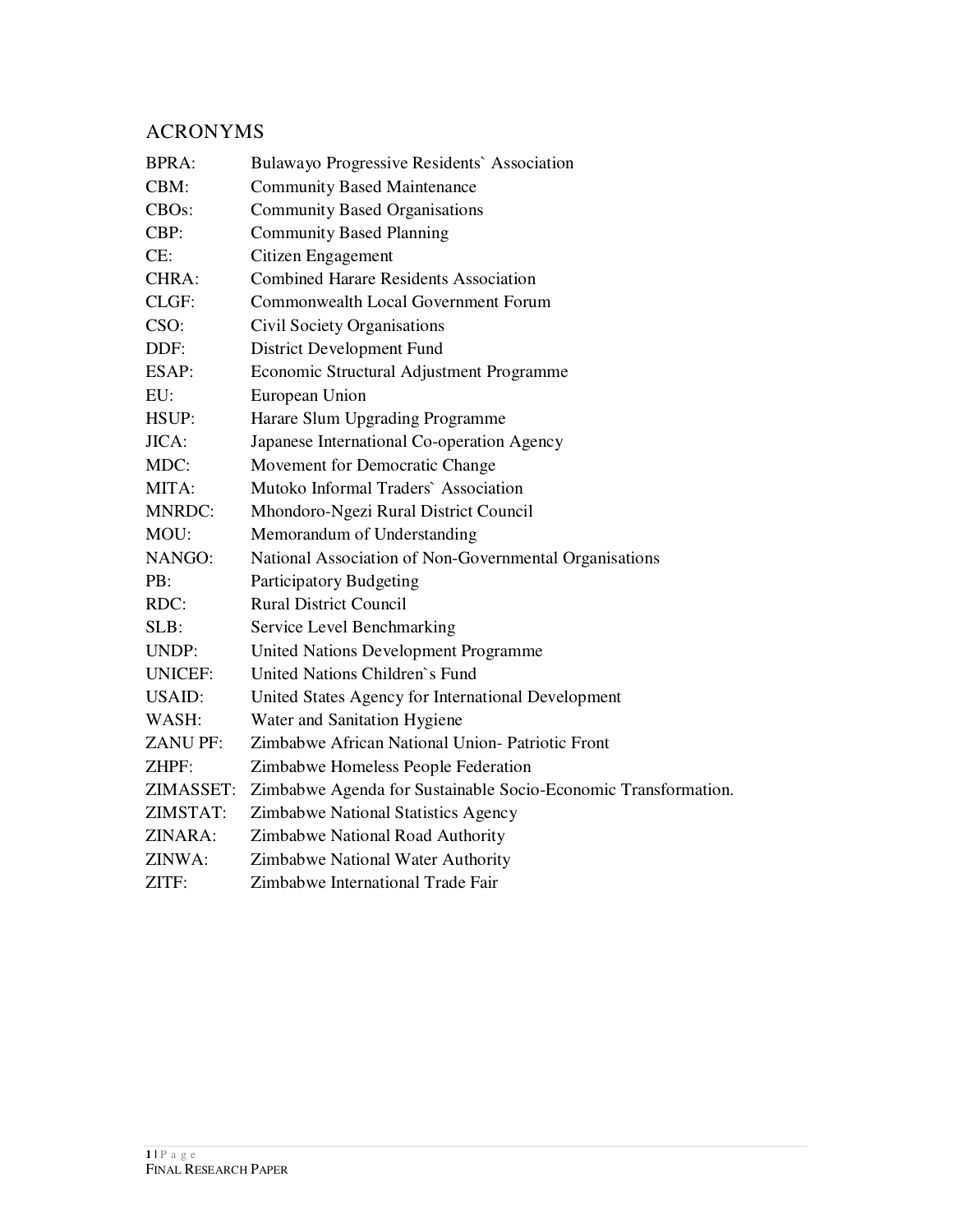## ACRONYMS

| | |
|---|---|
| BPRA: | Bulawayo Progressive Residents` Association |
| CBM: | Community Based Maintenance |
| CBOs: | Community Based Organisations |
| CBP: | Community Based Planning |
| CE: | Citizen Engagement |
| CHRA: | Combined Harare Residents Association |
| CLGF: | Commonwealth Local Government Forum |
| CSO: | Civil Society Organisations |
| DDF: | District Development Fund |
| ESAP: | Economic Structural Adjustment Programme |
| EU: | European Union |
| HSUP: | Harare Slum Upgrading Programme |
| JICA: | Japanese International Co-operation Agency |
| MDC: | Movement for Democratic Change |
| MITA: | Mutoko Informal Traders` Association |
| MNRDC: | Mhondoro-Ngezi Rural District Council |
| MOU: | Memorandum of Understanding |
| NANGO: | National Association of Non-Governmental Organisations |
| PB: | Participatory Budgeting |
| RDC: | Rural District Council |
| SLB: | Service Level Benchmarking |
| UNDP: | United Nations Development Programme |
| UNICEF: | United Nations Children`s Fund |
| USAID: | United States Agency for International Development |
| WASH: | Water and Sanitation Hygiene |
| ZANU PF: | Zimbabwe African National Union- Patriotic Front |
| ZHPF: | Zimbabwe Homeless People Federation |
| ZIMASSET: | Zimbabwe Agenda for Sustainable Socio-Economic Transformation. |
| ZIMSTAT: | Zimbabwe National Statistics Agency |
| ZINARA: | Zimbabwe National Road Authority |
| ZINWA: | Zimbabwe National Water Authority |
| ZITF: | Zimbabwe International Trade Fair |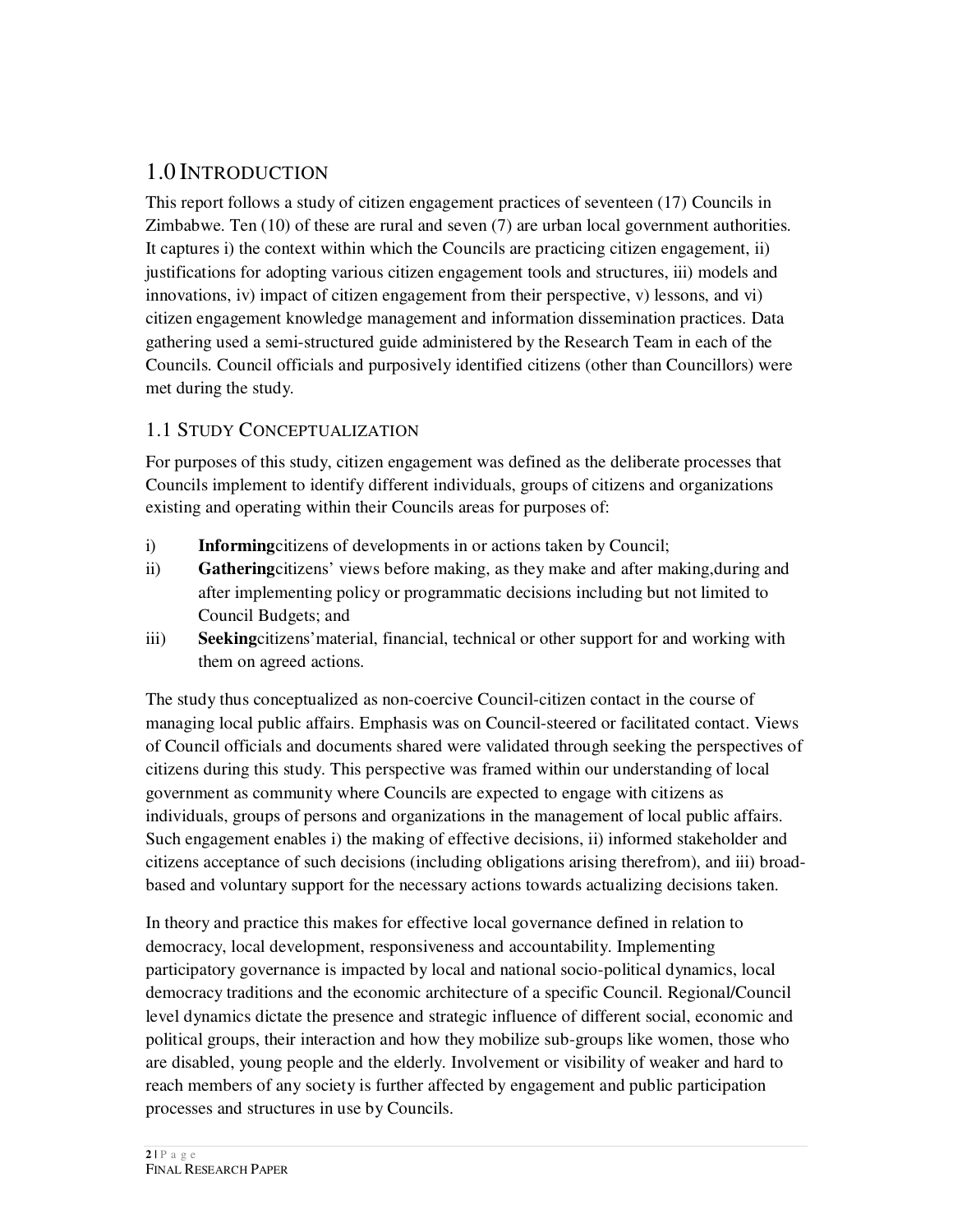## 1.0 INTRODUCTION

This report follows a study of citizen engagement practices of seventeen (17) Councils in Zimbabwe. Ten (10) of these are rural and seven (7) are urban local government authorities. It captures i) the context within which the Councils are practicing citizen engagement, ii) justifications for adopting various citizen engagement tools and structures, iii) models and innovations, iv) impact of citizen engagement from their perspective, v) lessons, and vi) citizen engagement knowledge management and information dissemination practices. Data gathering used a semi-structured guide administered by the Research Team in each of the Councils. Council officials and purposively identified citizens (other than Councillors) were met during the study.

### 1.1 STUDY CONCEPTUALIZATION

For purposes of this study, citizen engagement was defined as the deliberate processes that Councils implement to identify different individuals, groups of citizens and organizations existing and operating within their Councils areas for purposes of:

i) **Informing**citizens of developments in or actions taken by Council;
ii) **Gathering**citizens' views before making, as they make and after making,during and after implementing policy or programmatic decisions including but not limited to Council Budgets; and
iii) **Seeking**citizens'material, financial, technical or other support for and working with them on agreed actions.

The study thus conceptualized as non-coercive Council-citizen contact in the course of managing local public affairs. Emphasis was on Council-steered or facilitated contact. Views of Council officials and documents shared were validated through seeking the perspectives of citizens during this study. This perspective was framed within our understanding of local government as community where Councils are expected to engage with citizens as individuals, groups of persons and organizations in the management of local public affairs. Such engagement enables i) the making of effective decisions, ii) informed stakeholder and citizens acceptance of such decisions (including obligations arising therefrom), and iii) broad-based and voluntary support for the necessary actions towards actualizing decisions taken.

In theory and practice this makes for effective local governance defined in relation to democracy, local development, responsiveness and accountability. Implementing participatory governance is impacted by local and national socio-political dynamics, local democracy traditions and the economic architecture of a specific Council. Regional/Council level dynamics dictate the presence and strategic influence of different social, economic and political groups, their interaction and how they mobilize sub-groups like women, those who are disabled, young people and the elderly. Involvement or visibility of weaker and hard to reach members of any society is further affected by engagement and public participation processes and structures in use by Councils.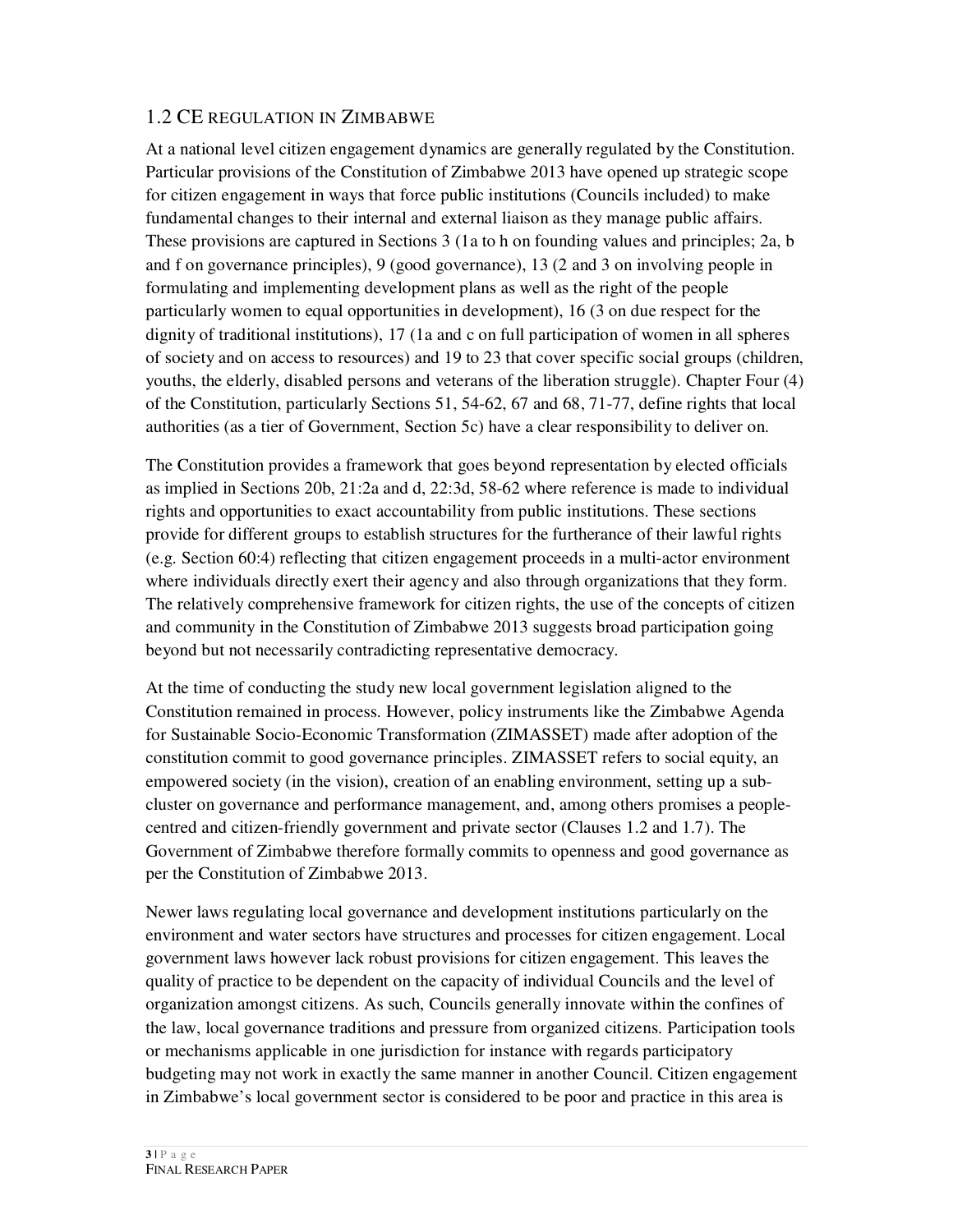## 1.2 CE REGULATION IN ZIMBABWE

At a national level citizen engagement dynamics are generally regulated by the Constitution. Particular provisions of the Constitution of Zimbabwe 2013 have opened up strategic scope for citizen engagement in ways that force public institutions (Councils included) to make fundamental changes to their internal and external liaison as they manage public affairs. These provisions are captured in Sections 3 (1a to h on founding values and principles; 2a, b and f on governance principles), 9 (good governance), 13 (2 and 3 on involving people in formulating and implementing development plans as well as the right of the people particularly women to equal opportunities in development), 16 (3 on due respect for the dignity of traditional institutions), 17 (1a and c on full participation of women in all spheres of society and on access to resources) and 19 to 23 that cover specific social groups (children, youths, the elderly, disabled persons and veterans of the liberation struggle). Chapter Four (4) of the Constitution, particularly Sections 51, 54-62, 67 and 68, 71-77, define rights that local authorities (as a tier of Government, Section 5c) have a clear responsibility to deliver on.

The Constitution provides a framework that goes beyond representation by elected officials as implied in Sections 20b, 21:2a and d, 22:3d, 58-62 where reference is made to individual rights and opportunities to exact accountability from public institutions. These sections provide for different groups to establish structures for the furtherance of their lawful rights (e.g. Section 60:4) reflecting that citizen engagement proceeds in a multi-actor environment where individuals directly exert their agency and also through organizations that they form. The relatively comprehensive framework for citizen rights, the use of the concepts of citizen and community in the Constitution of Zimbabwe 2013 suggests broad participation going beyond but not necessarily contradicting representative democracy.

At the time of conducting the study new local government legislation aligned to the Constitution remained in process. However, policy instruments like the Zimbabwe Agenda for Sustainable Socio-Economic Transformation (ZIMASSET) made after adoption of the constitution commit to good governance principles. ZIMASSET refers to social equity, an empowered society (in the vision), creation of an enabling environment, setting up a sub-cluster on governance and performance management, and, among others promises a people-centred and citizen-friendly government and private sector (Clauses 1.2 and 1.7). The Government of Zimbabwe therefore formally commits to openness and good governance as per the Constitution of Zimbabwe 2013.

Newer laws regulating local governance and development institutions particularly on the environment and water sectors have structures and processes for citizen engagement. Local government laws however lack robust provisions for citizen engagement. This leaves the quality of practice to be dependent on the capacity of individual Councils and the level of organization amongst citizens. As such, Councils generally innovate within the confines of the law, local governance traditions and pressure from organized citizens. Participation tools or mechanisms applicable in one jurisdiction for instance with regards participatory budgeting may not work in exactly the same manner in another Council. Citizen engagement in Zimbabwe's local government sector is considered to be poor and practice in this area is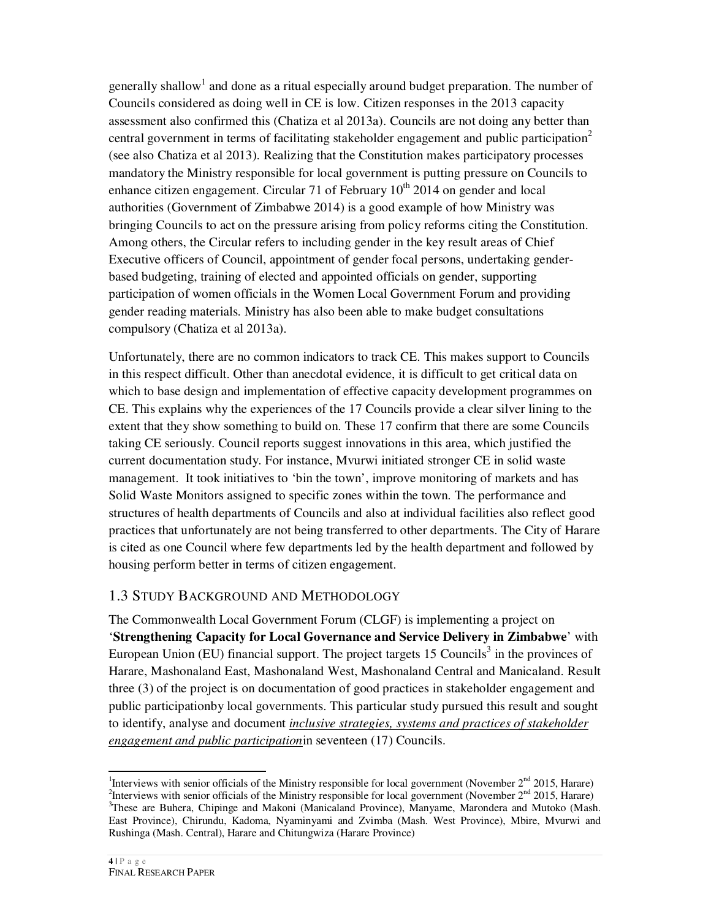generally shallow[1] and done as a ritual especially around budget preparation. The number of Councils considered as doing well in CE is low. Citizen responses in the 2013 capacity assessment also confirmed this (Chatiza et al 2013a). Councils are not doing any better than central government in terms of facilitating stakeholder engagement and public participation[2] (see also Chatiza et al 2013). Realizing that the Constitution makes participatory processes mandatory the Ministry responsible for local government is putting pressure on Councils to enhance citizen engagement. Circular 71 of February 10th 2014 on gender and local authorities (Government of Zimbabwe 2014) is a good example of how Ministry was bringing Councils to act on the pressure arising from policy reforms citing the Constitution. Among others, the Circular refers to including gender in the key result areas of Chief Executive officers of Council, appointment of gender focal persons, undertaking gender-based budgeting, training of elected and appointed officials on gender, supporting participation of women officials in the Women Local Government Forum and providing gender reading materials. Ministry has also been able to make budget consultations compulsory (Chatiza et al 2013a).

Unfortunately, there are no common indicators to track CE. This makes support to Councils in this respect difficult. Other than anecdotal evidence, it is difficult to get critical data on which to base design and implementation of effective capacity development programmes on CE. This explains why the experiences of the 17 Councils provide a clear silver lining to the extent that they show something to build on. These 17 confirm that there are some Councils taking CE seriously. Council reports suggest innovations in this area, which justified the current documentation study. For instance, Mvurwi initiated stronger CE in solid waste management. It took initiatives to 'bin the town', improve monitoring of markets and has Solid Waste Monitors assigned to specific zones within the town. The performance and structures of health departments of Councils and also at individual facilities also reflect good practices that unfortunately are not being transferred to other departments. The City of Harare is cited as one Council where few departments led by the health department and followed by housing perform better in terms of citizen engagement.

## 1.3 Study Background and Methodology

The Commonwealth Local Government Forum (CLGF) is implementing a project on '**Strengthening Capacity for Local Governance and Service Delivery in Zimbabwe**' with European Union (EU) financial support. The project targets 15 Councils[3] in the provinces of Harare, Mashonaland East, Mashonaland West, Mashonaland Central and Manicaland. Result three (3) of the project is on documentation of good practices in stakeholder engagement and public participationby local governments. This particular study pursued this result and sought to identify, analyse and document *inclusive strategies, systems and practices of stakeholder engagement and public participation*in seventeen (17) Councils.

---

[1] Interviews with senior officials of the Ministry responsible for local government (November 2nd 2015, Harare)
[2] Interviews with senior officials of the Ministry responsible for local government (November 2nd 2015, Harare)
[3] These are Buhera, Chipinge and Makoni (Manicaland Province), Manyame, Marondera and Mutoko (Mash. East Province), Chirundu, Kadoma, Nyaminyami and Zvimba (Mash. West Province), Mbire, Mvurwi and Rushinga (Mash. Central), Harare and Chitungwiza (Harare Province)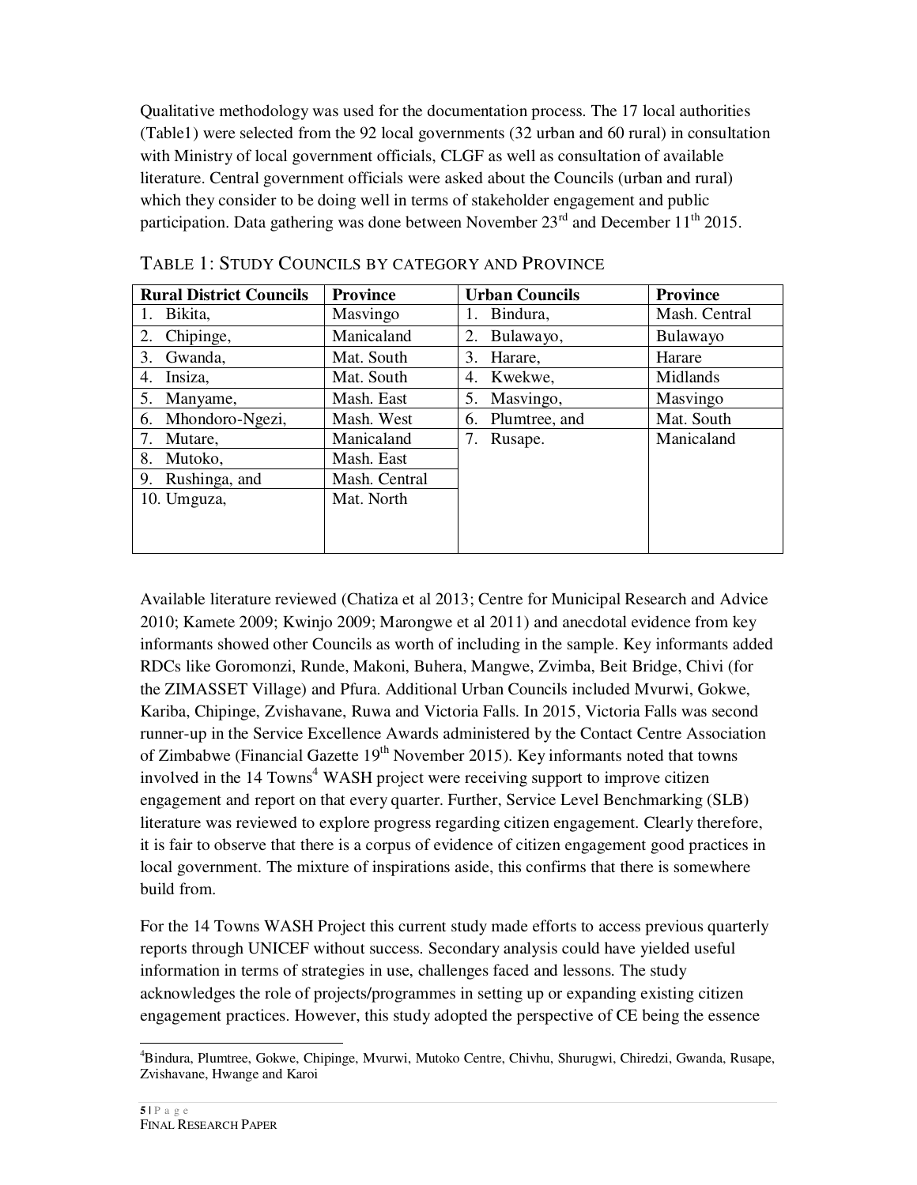Qualitative methodology was used for the documentation process. The 17 local authorities (Table1) were selected from the 92 local governments (32 urban and 60 rural) in consultation with Ministry of local government officials, CLGF as well as consultation of available literature. Central government officials were asked about the Councils (urban and rural) which they consider to be doing well in terms of stakeholder engagement and public participation. Data gathering was done between November 23rd and December 11th 2015.

TABLE 1: STUDY COUNCILS BY CATEGORY AND PROVINCE

| Rural District Councils | Province | Urban Councils | Province |
|---|---|---|---|
| 1. Bikita, | Masvingo | 1. Bindura, | Mash. Central |
| 2. Chipinge, | Manicaland | 2. Bulawayo, | Bulawayo |
| 3. Gwanda, | Mat. South | 3. Harare, | Harare |
| 4. Insiza, | Mat. South | 4. Kwekwe, | Midlands |
| 5. Manyame, | Mash. East | 5. Masvingo, | Masvingo |
| 6. Mhondoro-Ngezi, | Mash. West | 6. Plumtree, and | Mat. South |
| 7. Mutare, | Manicaland | 7. Rusape. | Manicaland |
| 8. Mutoko, | Mash. East | | |
| 9. Rushinga, and | Mash. Central | | |
| 10. Umguza, | Mat. North | | |

Available literature reviewed (Chatiza et al 2013; Centre for Municipal Research and Advice 2010; Kamete 2009; Kwinjo 2009; Marongwe et al 2011) and anecdotal evidence from key informants showed other Councils as worth of including in the sample. Key informants added RDCs like Goromonzi, Runde, Makoni, Buhera, Mangwe, Zvimba, Beit Bridge, Chivi (for the ZIMASSET Village) and Pfura. Additional Urban Councils included Mvurwi, Gokwe, Kariba, Chipinge, Zvishavane, Ruwa and Victoria Falls. In 2015, Victoria Falls was second runner-up in the Service Excellence Awards administered by the Contact Centre Association of Zimbabwe (Financial Gazette 19th November 2015). Key informants noted that towns involved in the 14 Towns[4] WASH project were receiving support to improve citizen engagement and report on that every quarter. Further, Service Level Benchmarking (SLB) literature was reviewed to explore progress regarding citizen engagement. Clearly therefore, it is fair to observe that there is a corpus of evidence of citizen engagement good practices in local government. The mixture of inspirations aside, this confirms that there is somewhere build from.

For the 14 Towns WASH Project this current study made efforts to access previous quarterly reports through UNICEF without success. Secondary analysis could have yielded useful information in terms of strategies in use, challenges faced and lessons. The study acknowledges the role of projects/programmes in setting up or expanding existing citizen engagement practices. However, this study adopted the perspective of CE being the essence

[4] Bindura, Plumtree, Gokwe, Chipinge, Mvurwi, Mutoko Centre, Chivhu, Shurugwi, Chiredzi, Gwanda, Rusape, Zvishavane, Hwange and Karoi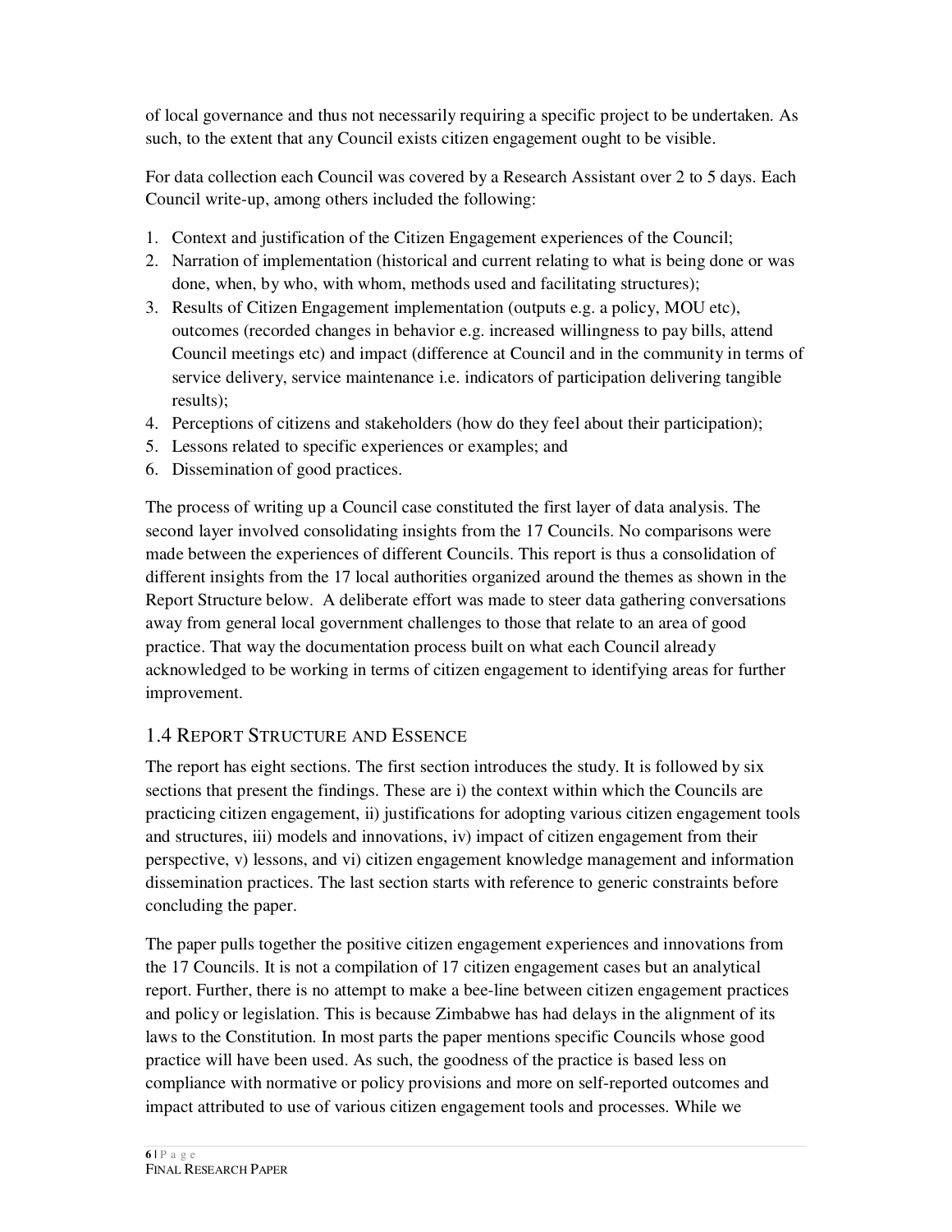of local governance and thus not necessarily requiring a specific project to be undertaken. As such, to the extent that any Council exists citizen engagement ought to be visible.

For data collection each Council was covered by a Research Assistant over 2 to 5 days. Each Council write-up, among others included the following:

1. Context and justification of the Citizen Engagement experiences of the Council;
2. Narration of implementation (historical and current relating to what is being done or was done, when, by who, with whom, methods used and facilitating structures);
3. Results of Citizen Engagement implementation (outputs e.g. a policy, MOU etc), outcomes (recorded changes in behavior e.g. increased willingness to pay bills, attend Council meetings etc) and impact (difference at Council and in the community in terms of service delivery, service maintenance i.e. indicators of participation delivering tangible results);
4. Perceptions of citizens and stakeholders (how do they feel about their participation);
5. Lessons related to specific experiences or examples; and
6. Dissemination of good practices.

The process of writing up a Council case constituted the first layer of data analysis. The second layer involved consolidating insights from the 17 Councils. No comparisons were made between the experiences of different Councils. This report is thus a consolidation of different insights from the 17 local authorities organized around the themes as shown in the Report Structure below. A deliberate effort was made to steer data gathering conversations away from general local government challenges to those that relate to an area of good practice. That way the documentation process built on what each Council already acknowledged to be working in terms of citizen engagement to identifying areas for further improvement.

## 1.4 Report Structure and Essence

The report has eight sections. The first section introduces the study. It is followed by six sections that present the findings. These are i) the context within which the Councils are practicing citizen engagement, ii) justifications for adopting various citizen engagement tools and structures, iii) models and innovations, iv) impact of citizen engagement from their perspective, v) lessons, and vi) citizen engagement knowledge management and information dissemination practices. The last section starts with reference to generic constraints before concluding the paper.

The paper pulls together the positive citizen engagement experiences and innovations from the 17 Councils. It is not a compilation of 17 citizen engagement cases but an analytical report. Further, there is no attempt to make a bee-line between citizen engagement practices and policy or legislation. This is because Zimbabwe has had delays in the alignment of its laws to the Constitution. In most parts the paper mentions specific Councils whose good practice will have been used. As such, the goodness of the practice is based less on compliance with normative or policy provisions and more on self-reported outcomes and impact attributed to use of various citizen engagement tools and processes. While we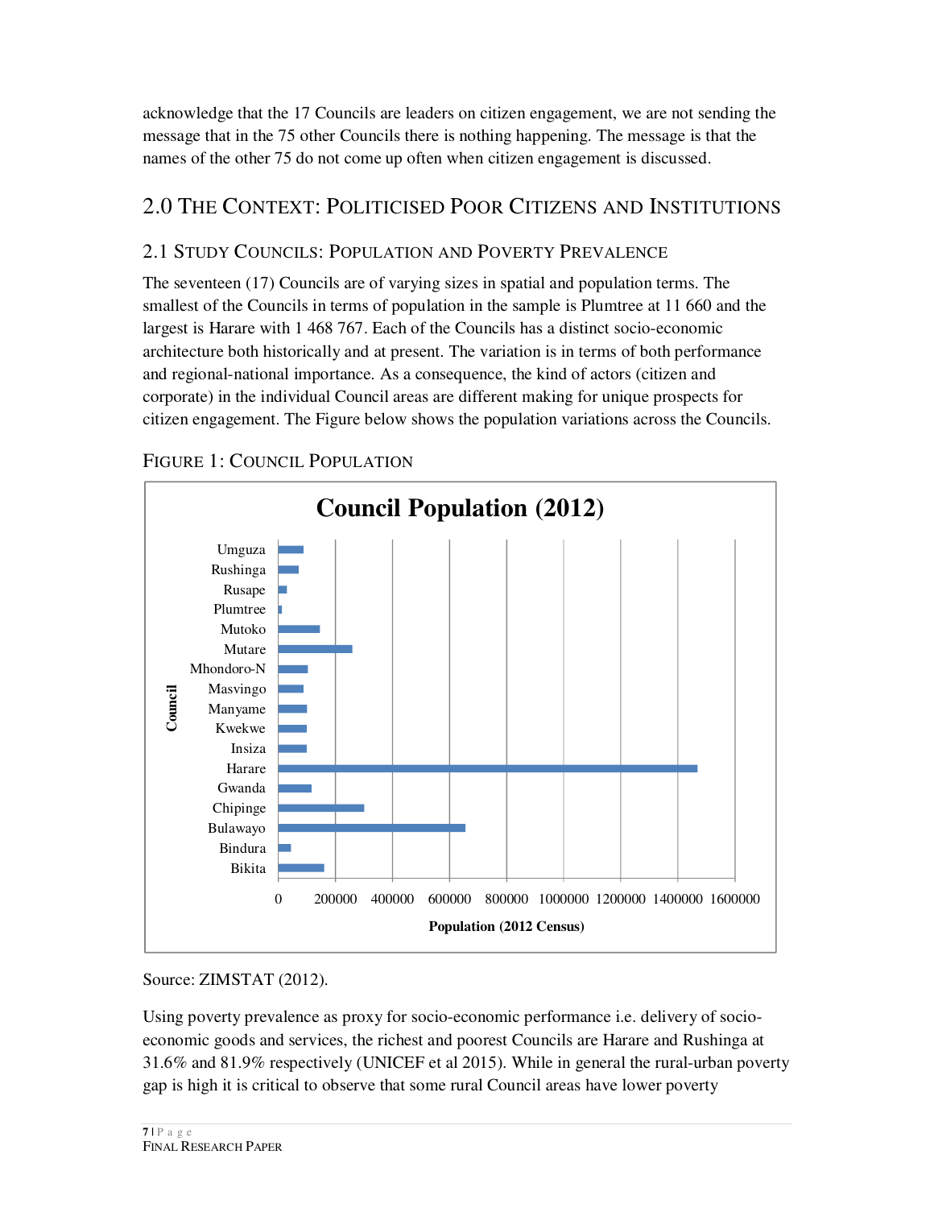acknowledge that the 17 Councils are leaders on citizen engagement, we are not sending the message that in the 75 other Councils there is nothing happening. The message is that the names of the other 75 do not come up often when citizen engagement is discussed.

# 2.0 The Context: Politicised Poor Citizens and Institutions

## 2.1 Study Councils: Population and Poverty Prevalence

The seventeen (17) Councils are of varying sizes in spatial and population terms. The smallest of the Councils in terms of population in the sample is Plumtree at 11 660 and the largest is Harare with 1 468 767. Each of the Councils has a distinct socio-economic architecture both historically and at present. The variation is in terms of both performance and regional-national importance. As a consequence, the kind of actors (citizen and corporate) in the individual Council areas are different making for unique prospects for citizen engagement. The Figure below shows the population variations across the Councils.

Figure 1: Council Population

**Council Population (2012)**

Council: Umguza, Rushinga, Rusape, Plumtree, Mutoko, Mutare, Mhondoro-N, Masvingo, Manyame, Kwekwe, Insiza, Harare, Gwanda, Chipinge, Bulawayo, Bindura, Bikita

Population (2012 Census): 0, 200000, 400000, 600000, 800000, 1000000, 1200000, 1400000, 1600000

Source: ZIMSTAT (2012).

Using poverty prevalence as proxy for socio-economic performance i.e. delivery of socio-economic goods and services, the richest and poorest Councils are Harare and Rushinga at 31.6% and 81.9% respectively (UNICEF et al 2015). While in general the rural-urban poverty gap is high it is critical to observe that some rural Council areas have lower poverty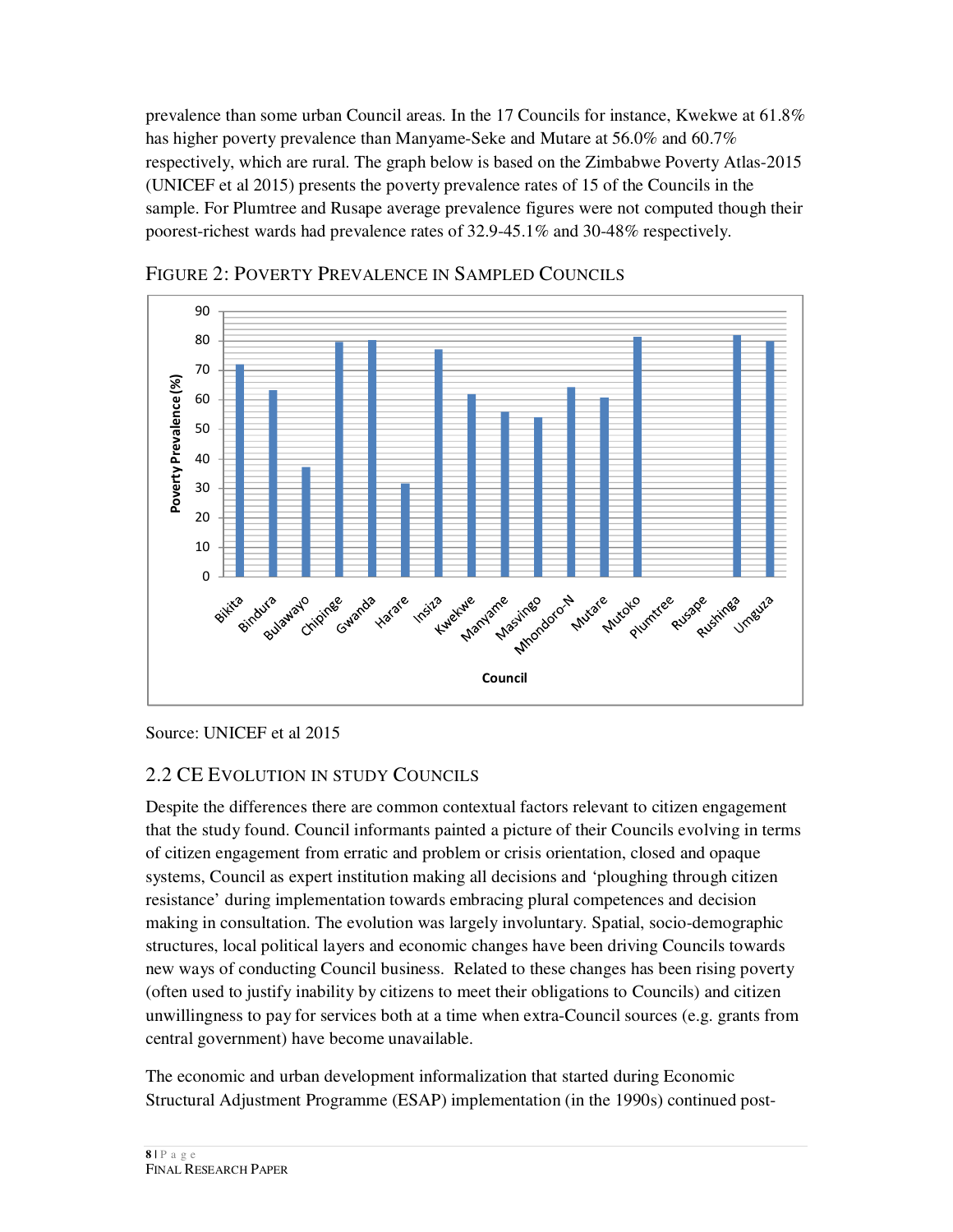prevalence than some urban Council areas. In the 17 Councils for instance, Kwekwe at 61.8% has higher poverty prevalence than Manyame-Seke and Mutare at 56.0% and 60.7% respectively, which are rural. The graph below is based on the Zimbabwe Poverty Atlas-2015 (UNICEF et al 2015) presents the poverty prevalence rates of 15 of the Councils in the sample. For Plumtree and Rusape average prevalence figures were not computed though their poorest-richest wards had prevalence rates of 32.9-45.1% and 30-48% respectively.

FIGURE 2: POVERTY PREVALENCE IN SAMPLED COUNCILS

Source: UNICEF et al 2015

## 2.2 CE EVOLUTION IN STUDY COUNCILS

Despite the differences there are common contextual factors relevant to citizen engagement that the study found. Council informants painted a picture of their Councils evolving in terms of citizen engagement from erratic and problem or crisis orientation, closed and opaque systems, Council as expert institution making all decisions and 'ploughing through citizen resistance' during implementation towards embracing plural competences and decision making in consultation. The evolution was largely involuntary. Spatial, socio-demographic structures, local political layers and economic changes have been driving Councils towards new ways of conducting Council business. Related to these changes has been rising poverty (often used to justify inability by citizens to meet their obligations to Councils) and citizen unwillingness to pay for services both at a time when extra-Council sources (e.g. grants from central government) have become unavailable.

The economic and urban development informalization that started during Economic Structural Adjustment Programme (ESAP) implementation (in the 1990s) continued post-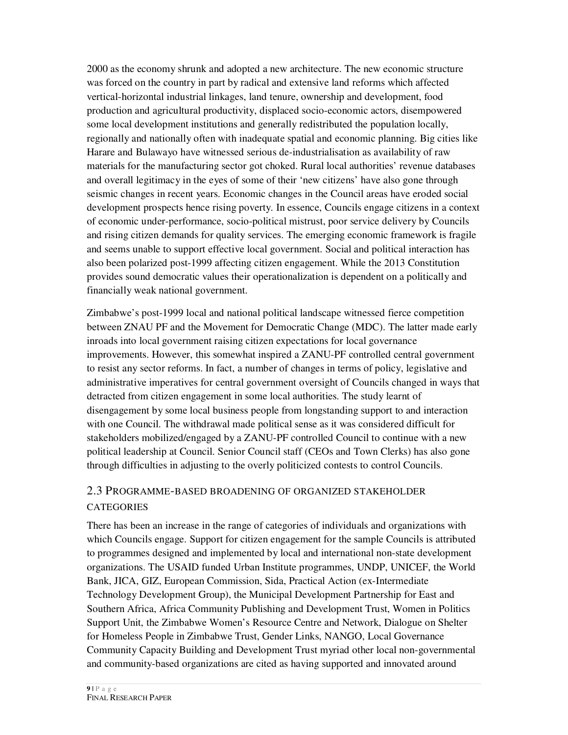2000 as the economy shrunk and adopted a new architecture. The new economic structure was forced on the country in part by radical and extensive land reforms which affected vertical-horizontal industrial linkages, land tenure, ownership and development, food production and agricultural productivity, displaced socio-economic actors, disempowered some local development institutions and generally redistributed the population locally, regionally and nationally often with inadequate spatial and economic planning. Big cities like Harare and Bulawayo have witnessed serious de-industrialisation as availability of raw materials for the manufacturing sector got choked. Rural local authorities' revenue databases and overall legitimacy in the eyes of some of their 'new citizens' have also gone through seismic changes in recent years. Economic changes in the Council areas have eroded social development prospects hence rising poverty. In essence, Councils engage citizens in a context of economic under-performance, socio-political mistrust, poor service delivery by Councils and rising citizen demands for quality services. The emerging economic framework is fragile and seems unable to support effective local government. Social and political interaction has also been polarized post-1999 affecting citizen engagement. While the 2013 Constitution provides sound democratic values their operationalization is dependent on a politically and financially weak national government.

Zimbabwe's post-1999 local and national political landscape witnessed fierce competition between ZNAU PF and the Movement for Democratic Change (MDC). The latter made early inroads into local government raising citizen expectations for local governance improvements. However, this somewhat inspired a ZANU-PF controlled central government to resist any sector reforms. In fact, a number of changes in terms of policy, legislative and administrative imperatives for central government oversight of Councils changed in ways that detracted from citizen engagement in some local authorities. The study learnt of disengagement by some local business people from longstanding support to and interaction with one Council. The withdrawal made political sense as it was considered difficult for stakeholders mobilized/engaged by a ZANU-PF controlled Council to continue with a new political leadership at Council. Senior Council staff (CEOs and Town Clerks) has also gone through difficulties in adjusting to the overly politicized contests to control Councils.

## 2.3 Programme-based broadening of organized stakeholder categories

There has been an increase in the range of categories of individuals and organizations with which Councils engage. Support for citizen engagement for the sample Councils is attributed to programmes designed and implemented by local and international non-state development organizations. The USAID funded Urban Institute programmes, UNDP, UNICEF, the World Bank, JICA, GIZ, European Commission, Sida, Practical Action (ex-Intermediate Technology Development Group), the Municipal Development Partnership for East and Southern Africa, Africa Community Publishing and Development Trust, Women in Politics Support Unit, the Zimbabwe Women's Resource Centre and Network, Dialogue on Shelter for Homeless People in Zimbabwe Trust, Gender Links, NANGO, Local Governance Community Capacity Building and Development Trust myriad other local non-governmental and community-based organizations are cited as having supported and innovated around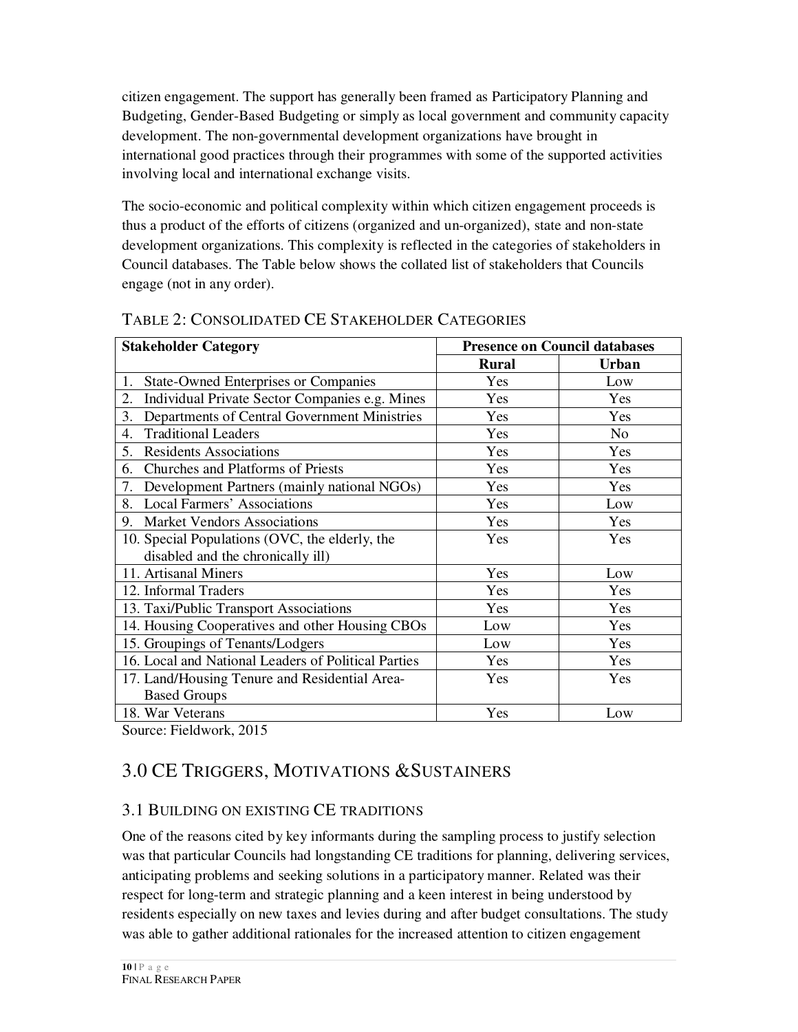citizen engagement. The support has generally been framed as Participatory Planning and Budgeting, Gender-Based Budgeting or simply as local government and community capacity development. The non-governmental development organizations have brought in international good practices through their programmes with some of the supported activities involving local and international exchange visits.

The socio-economic and political complexity within which citizen engagement proceeds is thus a product of the efforts of citizens (organized and un-organized), state and non-state development organizations. This complexity is reflected in the categories of stakeholders in Council databases. The Table below shows the collated list of stakeholders that Councils engage (not in any order).

TABLE 2: CONSOLIDATED CE STAKEHOLDER CATEGORIES

| Stakeholder Category | Presence on Council databases | |
|---|---|---|
| | Rural | Urban |
| 1. State-Owned Enterprises or Companies | Yes | Low |
| 2. Individual Private Sector Companies e.g. Mines | Yes | Yes |
| 3. Departments of Central Government Ministries | Yes | Yes |
| 4. Traditional Leaders | Yes | No |
| 5. Residents Associations | Yes | Yes |
| 6. Churches and Platforms of Priests | Yes | Yes |
| 7. Development Partners (mainly national NGOs) | Yes | Yes |
| 8. Local Farmers' Associations | Yes | Low |
| 9. Market Vendors Associations | Yes | Yes |
| 10. Special Populations (OVC, the elderly, the disabled and the chronically ill) | Yes | Yes |
| 11. Artisanal Miners | Yes | Low |
| 12. Informal Traders | Yes | Yes |
| 13. Taxi/Public Transport Associations | Yes | Yes |
| 14. Housing Cooperatives and other Housing CBOs | Low | Yes |
| 15. Groupings of Tenants/Lodgers | Low | Yes |
| 16. Local and National Leaders of Political Parties | Yes | Yes |
| 17. Land/Housing Tenure and Residential Area-Based Groups | Yes | Yes |
| 18. War Veterans | Yes | Low |

Source: Fieldwork, 2015

## 3.0 CE TRIGGERS, MOTIVATIONS & SUSTAINERS

### 3.1 BUILDING ON EXISTING CE TRADITIONS

One of the reasons cited by key informants during the sampling process to justify selection was that particular Councils had longstanding CE traditions for planning, delivering services, anticipating problems and seeking solutions in a participatory manner. Related was their respect for long-term and strategic planning and a keen interest in being understood by residents especially on new taxes and levies during and after budget consultations. The study was able to gather additional rationales for the increased attention to citizen engagement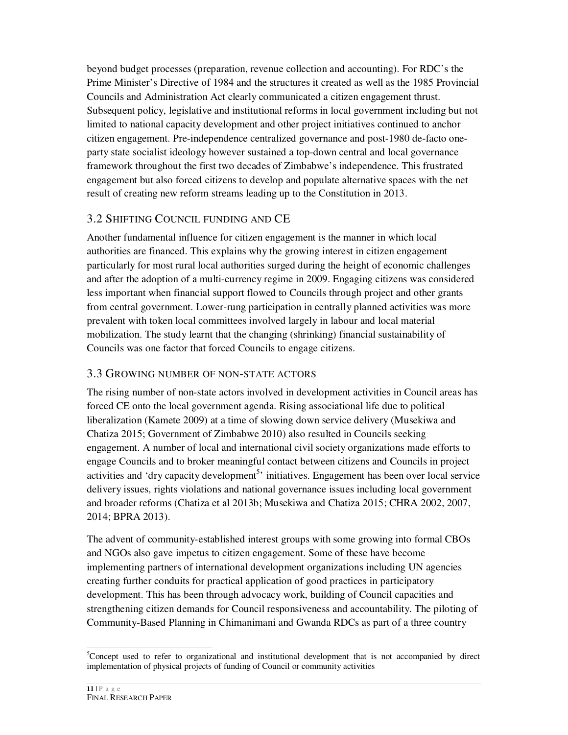beyond budget processes (preparation, revenue collection and accounting). For RDC's the Prime Minister's Directive of 1984 and the structures it created as well as the 1985 Provincial Councils and Administration Act clearly communicated a citizen engagement thrust. Subsequent policy, legislative and institutional reforms in local government including but not limited to national capacity development and other project initiatives continued to anchor citizen engagement. Pre-independence centralized governance and post-1980 de-facto one-party state socialist ideology however sustained a top-down central and local governance framework throughout the first two decades of Zimbabwe's independence. This frustrated engagement but also forced citizens to develop and populate alternative spaces with the net result of creating new reform streams leading up to the Constitution in 2013.

## 3.2 Shifting Council funding and CE

Another fundamental influence for citizen engagement is the manner in which local authorities are financed. This explains why the growing interest in citizen engagement particularly for most rural local authorities surged during the height of economic challenges and after the adoption of a multi-currency regime in 2009. Engaging citizens was considered less important when financial support flowed to Councils through project and other grants from central government. Lower-rung participation in centrally planned activities was more prevalent with token local committees involved largely in labour and local material mobilization. The study learnt that the changing (shrinking) financial sustainability of Councils was one factor that forced Councils to engage citizens.

## 3.3 Growing number of non-state actors

The rising number of non-state actors involved in development activities in Council areas has forced CE onto the local government agenda. Rising associational life due to political liberalization (Kamete 2009) at a time of slowing down service delivery (Musekiwa and Chatiza 2015; Government of Zimbabwe 2010) also resulted in Councils seeking engagement. A number of local and international civil society organizations made efforts to engage Councils and to broker meaningful contact between citizens and Councils in project activities and 'dry capacity development[5]' initiatives. Engagement has been over local service delivery issues, rights violations and national governance issues including local government and broader reforms (Chatiza et al 2013b; Musekiwa and Chatiza 2015; CHRA 2002, 2007, 2014; BPRA 2013).

The advent of community-established interest groups with some growing into formal CBOs and NGOs also gave impetus to citizen engagement. Some of these have become implementing partners of international development organizations including UN agencies creating further conduits for practical application of good practices in participatory development. This has been through advocacy work, building of Council capacities and strengthening citizen demands for Council responsiveness and accountability. The piloting of Community-Based Planning in Chimanimani and Gwanda RDCs as part of a three country

---

[5]Concept used to refer to organizational and institutional development that is not accompanied by direct implementation of physical projects of funding of Council or community activities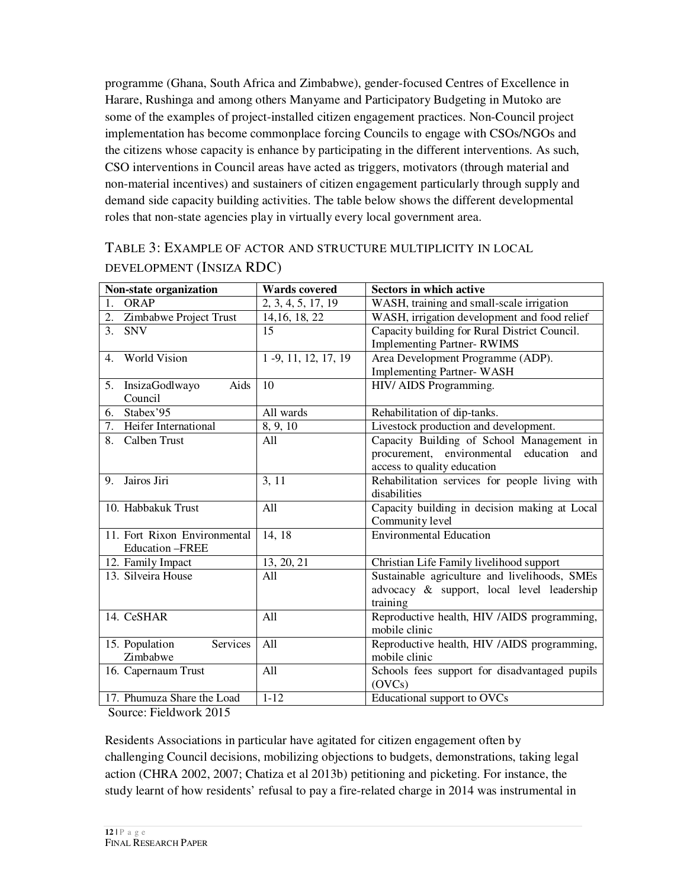programme (Ghana, South Africa and Zimbabwe), gender-focused Centres of Excellence in Harare, Rushinga and among others Manyame and Participatory Budgeting in Mutoko are some of the examples of project-installed citizen engagement practices. Non-Council project implementation has become commonplace forcing Councils to engage with CSOs/NGOs and the citizens whose capacity is enhance by participating in the different interventions. As such, CSO interventions in Council areas have acted as triggers, motivators (through material and non-material incentives) and sustainers of citizen engagement particularly through supply and demand side capacity building activities. The table below shows the different developmental roles that non-state agencies play in virtually every local government area.

TABLE 3: EXAMPLE OF ACTOR AND STRUCTURE MULTIPLICITY IN LOCAL DEVELOPMENT (INSIZA RDC)

| Non-state organization | Wards covered | Sectors in which active |
|---|---|---|
| 1. ORAP | 2, 3, 4, 5, 17, 19 | WASH, training and small-scale irrigation |
| 2. Zimbabwe Project Trust | 14,16, 18, 22 | WASH, irrigation development and food relief |
| 3. SNV | 15 | Capacity building for Rural District Council. Implementing Partner- RWIMS |
| 4. World Vision | 1 -9, 11, 12, 17, 19 | Area Development Programme (ADP). Implementing Partner- WASH |
| 5. InsizaGodlwayo Aids Council | 10 | HIV/ AIDS Programming. |
| 6. Stabex'95 | All wards | Rehabilitation of dip-tanks. |
| 7. Heifer International | 8, 9, 10 | Livestock production and development. |
| 8. Calben Trust | All | Capacity Building of School Management in procurement, environmental education and access to quality education |
| 9. Jairos Jiri | 3, 11 | Rehabilitation services for people living with disabilities |
| 10. Habbakuk Trust | All | Capacity building in decision making at Local Community level |
| 11. Fort Rixon Environmental Education –FREE | 14, 18 | Environmental Education |
| 12. Family Impact | 13, 20, 21 | Christian Life Family livelihood support |
| 13. Silveira House | All | Sustainable agriculture and livelihoods, SMEs advocacy & support, local level leadership training |
| 14. CeSHAR | All | Reproductive health, HIV /AIDS programming, mobile clinic |
| 15. Population Services Zimbabwe | All | Reproductive health, HIV /AIDS programming, mobile clinic |
| 16. Capernaum Trust | All | Schools fees support for disadvantaged pupils (OVCs) |
| 17. Phumuza Share the Load | 1-12 | Educational support to OVCs |

Source: Fieldwork 2015

Residents Associations in particular have agitated for citizen engagement often by challenging Council decisions, mobilizing objections to budgets, demonstrations, taking legal action (CHRA 2002, 2007; Chatiza et al 2013b) petitioning and picketing. For instance, the study learnt of how residents' refusal to pay a fire-related charge in 2014 was instrumental in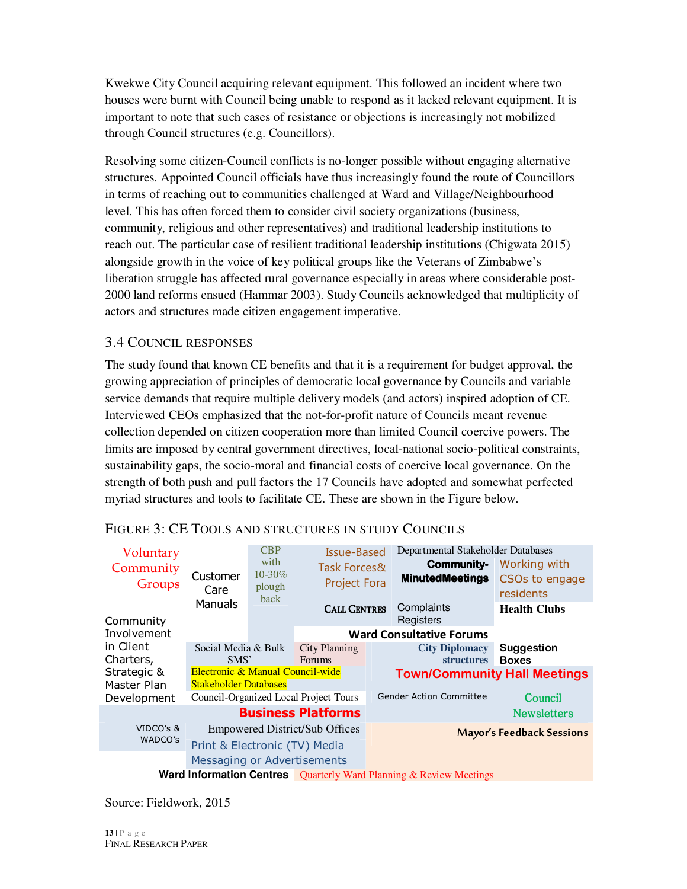Kwekwe City Council acquiring relevant equipment. This followed an incident where two houses were burnt with Council being unable to respond as it lacked relevant equipment. It is important to note that such cases of resistance or objections is increasingly not mobilized through Council structures (e.g. Councillors).

Resolving some citizen-Council conflicts is no-longer possible without engaging alternative structures. Appointed Council officials have thus increasingly found the route of Councillors in terms of reaching out to communities challenged at Ward and Village/Neighbourhood level. This has often forced them to consider civil society organizations (business, community, religious and other representatives) and traditional leadership institutions to reach out. The particular case of resilient traditional leadership institutions (Chigwata 2015) alongside growth in the voice of key political groups like the Veterans of Zimbabwe's liberation struggle has affected rural governance especially in areas where considerable post-2000 land reforms ensued (Hammar 2003). Study Councils acknowledged that multiplicity of actors and structures made citizen engagement imperative.

## 3.4 Council Responses

The study found that known CE benefits and that it is a requirement for budget approval, the growing appreciation of principles of democratic local governance by Councils and variable service demands that require multiple delivery models (and actors) inspired adoption of CE. Interviewed CEOs emphasized that the not-for-profit nature of Councils meant revenue collection depended on citizen cooperation more than limited Council coercive powers. The limits are imposed by central government directives, local-national socio-political constraints, sustainability gaps, the socio-moral and financial costs of coercive local governance. On the strength of both push and pull factors the 17 Councils have adopted and somewhat perfected myriad structures and tools to facilitate CE. These are shown in the Figure below.

FIGURE 3: CE TOOLS AND STRUCTURES IN STUDY COUNCILS

- Voluntary Community Groups
- Customer Care Manuals
- CBP with 10-30% plough back
- Issue-Based Task Forces & Project Fora
- Departmental Stakeholder Databases
- Community-Minuted Meetings
- Working with CSOs to engage residents
- Call Centres
- Complaints Registers
- Health Clubs
- Community Involvement in Client Charters, Strategic & Master Plan Development
- Ward Consultative Forums
- Social Media & Bulk SMS'
- City Planning Forums
- City Diplomacy structures
- Suggestion Boxes
- Electronic & Manual Council-wide Stakeholder Databases
- Town/Community Hall Meetings
- Council-Organized Local Project Tours
- Gender Action Committee
- Council Newsletters
- Business Platforms
- VIDCO's & WADCO's
- Empowered District/Sub Offices
- Mayor's Feedback Sessions
- Print & Electronic (TV) Media Messaging or Advertisements
- Ward Information Centres
- Quarterly Ward Planning & Review Meetings

Source: Fieldwork, 2015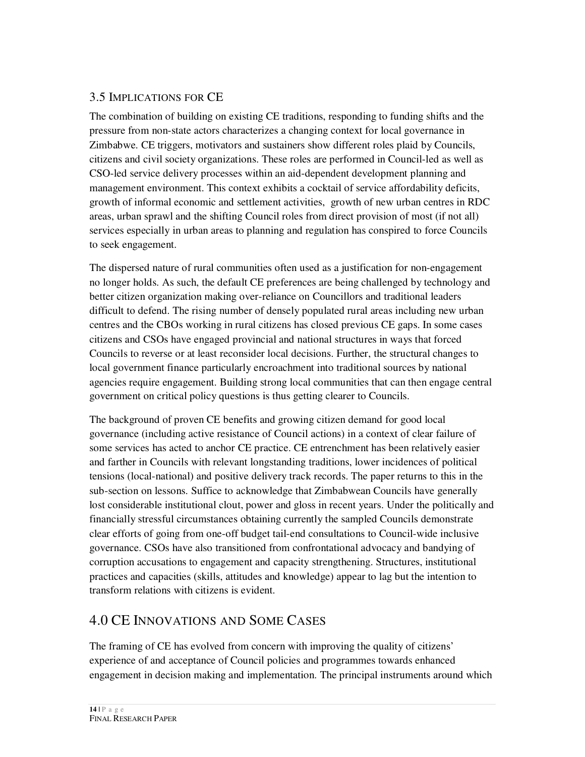## 3.5 Implications for CE

The combination of building on existing CE traditions, responding to funding shifts and the pressure from non-state actors characterizes a changing context for local governance in Zimbabwe. CE triggers, motivators and sustainers show different roles plaid by Councils, citizens and civil society organizations. These roles are performed in Council-led as well as CSO-led service delivery processes within an aid-dependent development planning and management environment. This context exhibits a cocktail of service affordability deficits, growth of informal economic and settlement activities, growth of new urban centres in RDC areas, urban sprawl and the shifting Council roles from direct provision of most (if not all) services especially in urban areas to planning and regulation has conspired to force Councils to seek engagement.

The dispersed nature of rural communities often used as a justification for non-engagement no longer holds. As such, the default CE preferences are being challenged by technology and better citizen organization making over-reliance on Councillors and traditional leaders difficult to defend. The rising number of densely populated rural areas including new urban centres and the CBOs working in rural citizens has closed previous CE gaps. In some cases citizens and CSOs have engaged provincial and national structures in ways that forced Councils to reverse or at least reconsider local decisions. Further, the structural changes to local government finance particularly encroachment into traditional sources by national agencies require engagement. Building strong local communities that can then engage central government on critical policy questions is thus getting clearer to Councils.

The background of proven CE benefits and growing citizen demand for good local governance (including active resistance of Council actions) in a context of clear failure of some services has acted to anchor CE practice. CE entrenchment has been relatively easier and farther in Councils with relevant longstanding traditions, lower incidences of political tensions (local-national) and positive delivery track records. The paper returns to this in the sub-section on lessons. Suffice to acknowledge that Zimbabwean Councils have generally lost considerable institutional clout, power and gloss in recent years. Under the politically and financially stressful circumstances obtaining currently the sampled Councils demonstrate clear efforts of going from one-off budget tail-end consultations to Council-wide inclusive governance. CSOs have also transitioned from confrontational advocacy and bandying of corruption accusations to engagement and capacity strengthening. Structures, institutional practices and capacities (skills, attitudes and knowledge) appear to lag but the intention to transform relations with citizens is evident.

# 4.0 CE Innovations and Some Cases

The framing of CE has evolved from concern with improving the quality of citizens' experience of and acceptance of Council policies and programmes towards enhanced engagement in decision making and implementation. The principal instruments around which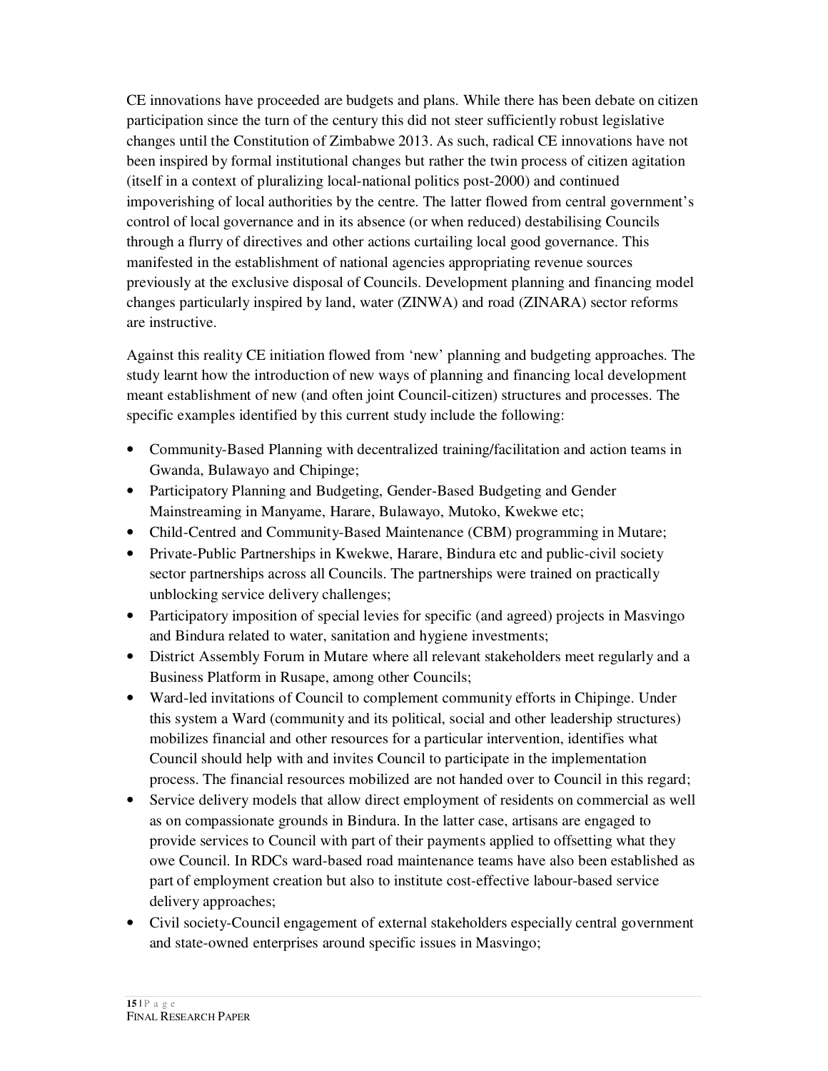CE innovations have proceeded are budgets and plans. While there has been debate on citizen participation since the turn of the century this did not steer sufficiently robust legislative changes until the Constitution of Zimbabwe 2013. As such, radical CE innovations have not been inspired by formal institutional changes but rather the twin process of citizen agitation (itself in a context of pluralizing local-national politics post-2000) and continued impoverishing of local authorities by the centre. The latter flowed from central government's control of local governance and in its absence (or when reduced) destabilising Councils through a flurry of directives and other actions curtailing local good governance. This manifested in the establishment of national agencies appropriating revenue sources previously at the exclusive disposal of Councils. Development planning and financing model changes particularly inspired by land, water (ZINWA) and road (ZINARA) sector reforms are instructive.

Against this reality CE initiation flowed from 'new' planning and budgeting approaches. The study learnt how the introduction of new ways of planning and financing local development meant establishment of new (and often joint Council-citizen) structures and processes. The specific examples identified by this current study include the following:

- Community-Based Planning with decentralized training/facilitation and action teams in Gwanda, Bulawayo and Chipinge;
- Participatory Planning and Budgeting, Gender-Based Budgeting and Gender Mainstreaming in Manyame, Harare, Bulawayo, Mutoko, Kwekwe etc;
- Child-Centred and Community-Based Maintenance (CBM) programming in Mutare;
- Private-Public Partnerships in Kwekwe, Harare, Bindura etc and public-civil society sector partnerships across all Councils. The partnerships were trained on practically unblocking service delivery challenges;
- Participatory imposition of special levies for specific (and agreed) projects in Masvingo and Bindura related to water, sanitation and hygiene investments;
- District Assembly Forum in Mutare where all relevant stakeholders meet regularly and a Business Platform in Rusape, among other Councils;
- Ward-led invitations of Council to complement community efforts in Chipinge. Under this system a Ward (community and its political, social and other leadership structures) mobilizes financial and other resources for a particular intervention, identifies what Council should help with and invites Council to participate in the implementation process. The financial resources mobilized are not handed over to Council in this regard;
- Service delivery models that allow direct employment of residents on commercial as well as on compassionate grounds in Bindura. In the latter case, artisans are engaged to provide services to Council with part of their payments applied to offsetting what they owe Council. In RDCs ward-based road maintenance teams have also been established as part of employment creation but also to institute cost-effective labour-based service delivery approaches;
- Civil society-Council engagement of external stakeholders especially central government and state-owned enterprises around specific issues in Masvingo;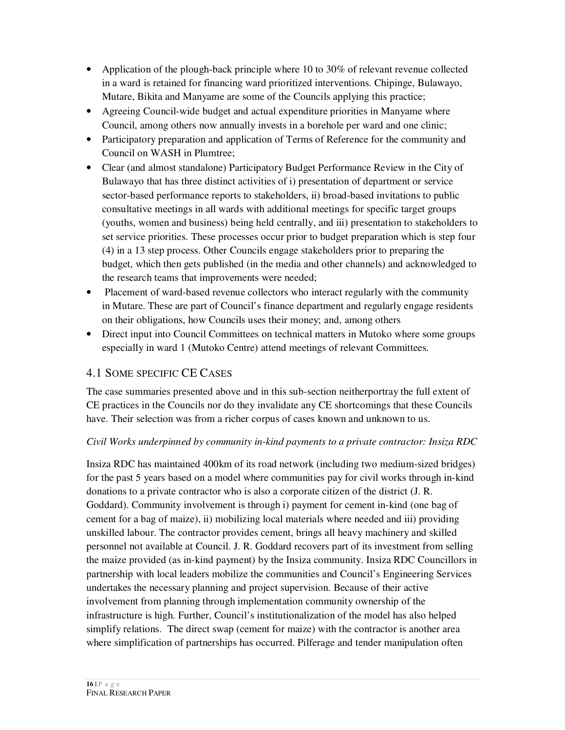- Application of the plough-back principle where 10 to 30% of relevant revenue collected in a ward is retained for financing ward prioritized interventions. Chipinge, Bulawayo, Mutare, Bikita and Manyame are some of the Councils applying this practice;
- Agreeing Council-wide budget and actual expenditure priorities in Manyame where Council, among others now annually invests in a borehole per ward and one clinic;
- Participatory preparation and application of Terms of Reference for the community and Council on WASH in Plumtree;
- Clear (and almost standalone) Participatory Budget Performance Review in the City of Bulawayo that has three distinct activities of i) presentation of department or service sector-based performance reports to stakeholders, ii) broad-based invitations to public consultative meetings in all wards with additional meetings for specific target groups (youths, women and business) being held centrally, and iii) presentation to stakeholders to set service priorities. These processes occur prior to budget preparation which is step four (4) in a 13 step process. Other Councils engage stakeholders prior to preparing the budget, which then gets published (in the media and other channels) and acknowledged to the research teams that improvements were needed;
- Placement of ward-based revenue collectors who interact regularly with the community in Mutare. These are part of Council's finance department and regularly engage residents on their obligations, how Councils uses their money; and, among others
- Direct input into Council Committees on technical matters in Mutoko where some groups especially in ward 1 (Mutoko Centre) attend meetings of relevant Committees.

## 4.1 Some specific CE Cases

The case summaries presented above and in this sub-section neitherportray the full extent of CE practices in the Councils nor do they invalidate any CE shortcomings that these Councils have. Their selection was from a richer corpus of cases known and unknown to us.

*Civil Works underpinned by community in-kind payments to a private contractor: Insiza RDC*

Insiza RDC has maintained 400km of its road network (including two medium-sized bridges) for the past 5 years based on a model where communities pay for civil works through in-kind donations to a private contractor who is also a corporate citizen of the district (J. R. Goddard). Community involvement is through i) payment for cement in-kind (one bag of cement for a bag of maize), ii) mobilizing local materials where needed and iii) providing unskilled labour. The contractor provides cement, brings all heavy machinery and skilled personnel not available at Council. J. R. Goddard recovers part of its investment from selling the maize provided (as in-kind payment) by the Insiza community. Insiza RDC Councillors in partnership with local leaders mobilize the communities and Council's Engineering Services undertakes the necessary planning and project supervision. Because of their active involvement from planning through implementation community ownership of the infrastructure is high. Further, Council's institutionalization of the model has also helped simplify relations. The direct swap (cement for maize) with the contractor is another area where simplification of partnerships has occurred. Pilferage and tender manipulation often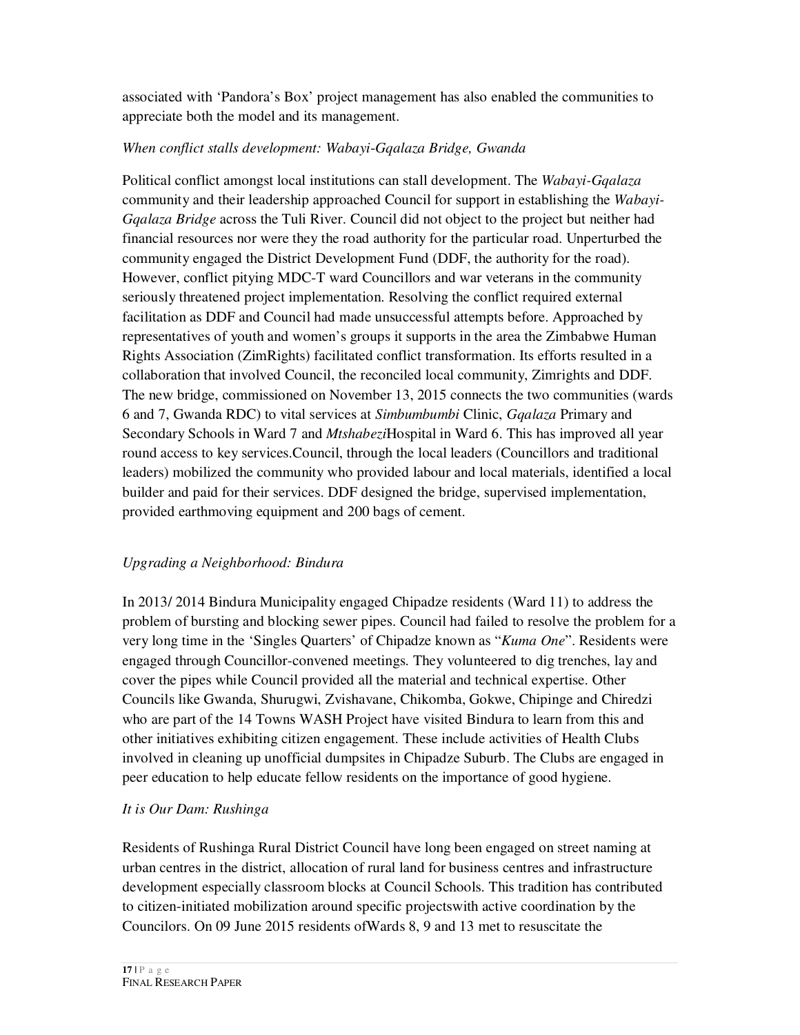associated with 'Pandora's Box' project management has also enabled the communities to appreciate both the model and its management.

*When conflict stalls development: Wabayi-Gqalaza Bridge, Gwanda*

Political conflict amongst local institutions can stall development. The *Wabayi-Gqalaza* community and their leadership approached Council for support in establishing the *Wabayi-Gqalaza Bridge* across the Tuli River. Council did not object to the project but neither had financial resources nor were they the road authority for the particular road. Unperturbed the community engaged the District Development Fund (DDF, the authority for the road). However, conflict pitying MDC-T ward Councillors and war veterans in the community seriously threatened project implementation. Resolving the conflict required external facilitation as DDF and Council had made unsuccessful attempts before. Approached by representatives of youth and women's groups it supports in the area the Zimbabwe Human Rights Association (ZimRights) facilitated conflict transformation. Its efforts resulted in a collaboration that involved Council, the reconciled local community, Zimrights and DDF. The new bridge, commissioned on November 13, 2015 connects the two communities (wards 6 and 7, Gwanda RDC) to vital services at *Simbumbumbi* Clinic, *Gqalaza* Primary and Secondary Schools in Ward 7 and *Mtshabezi*Hospital in Ward 6. This has improved all year round access to key services.Council, through the local leaders (Councillors and traditional leaders) mobilized the community who provided labour and local materials, identified a local builder and paid for their services. DDF designed the bridge, supervised implementation, provided earthmoving equipment and 200 bags of cement.

*Upgrading a Neighborhood: Bindura*

In 2013/ 2014 Bindura Municipality engaged Chipadze residents (Ward 11) to address the problem of bursting and blocking sewer pipes. Council had failed to resolve the problem for a very long time in the 'Singles Quarters' of Chipadze known as "*Kuma One*". Residents were engaged through Councillor-convened meetings. They volunteered to dig trenches, lay and cover the pipes while Council provided all the material and technical expertise. Other Councils like Gwanda, Shurugwi, Zvishavane, Chikomba, Gokwe, Chipinge and Chiredzi who are part of the 14 Towns WASH Project have visited Bindura to learn from this and other initiatives exhibiting citizen engagement. These include activities of Health Clubs involved in cleaning up unofficial dumpsites in Chipadze Suburb. The Clubs are engaged in peer education to help educate fellow residents on the importance of good hygiene.

*It is Our Dam: Rushinga*

Residents of Rushinga Rural District Council have long been engaged on street naming at urban centres in the district, allocation of rural land for business centres and infrastructure development especially classroom blocks at Council Schools. This tradition has contributed to citizen-initiated mobilization around specific projectswith active coordination by the Councilors. On 09 June 2015 residents ofWards 8, 9 and 13 met to resuscitate the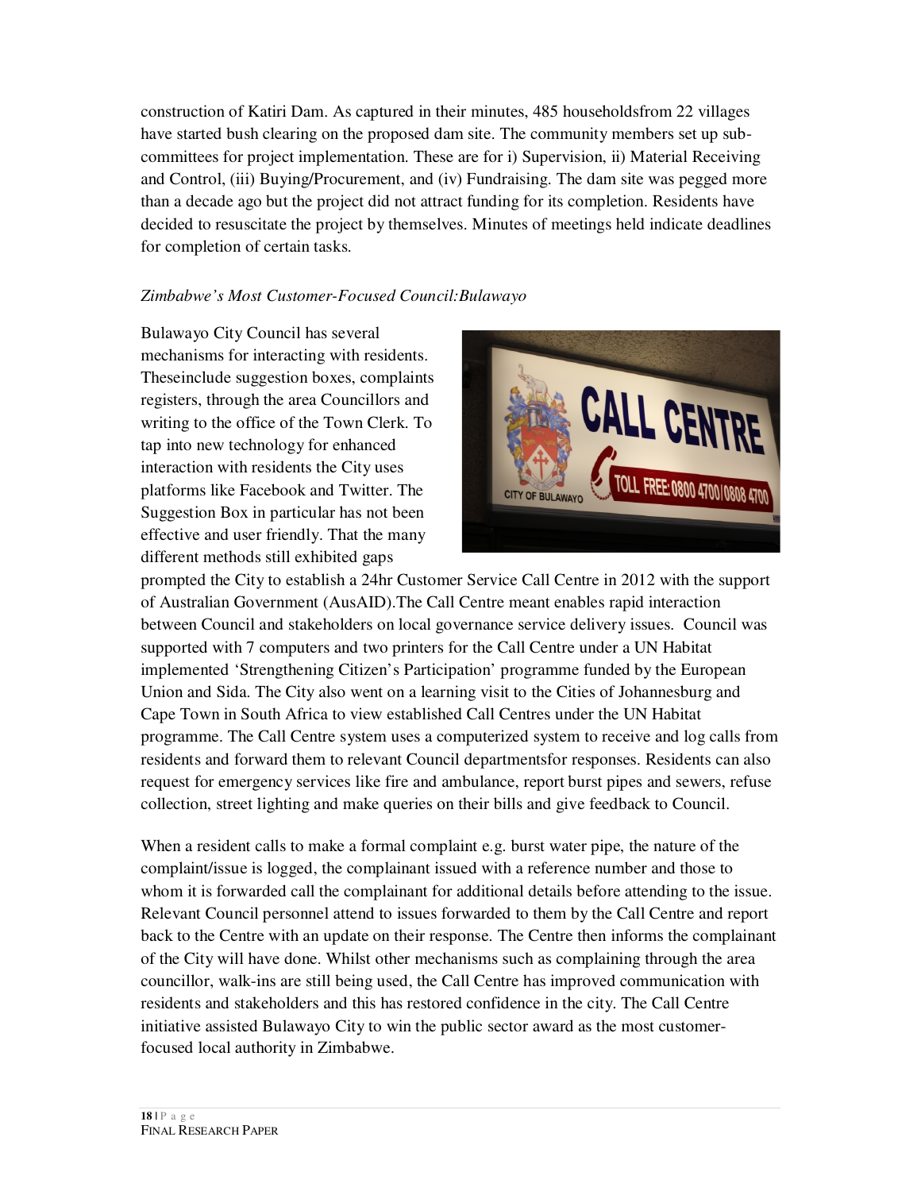construction of Katiri Dam. As captured in their minutes, 485 householdsfrom 22 villages have started bush clearing on the proposed dam site. The community members set up sub-committees for project implementation. These are for i) Supervision, ii) Material Receiving and Control, (iii) Buying/Procurement, and (iv) Fundraising. The dam site was pegged more than a decade ago but the project did not attract funding for its completion. Residents have decided to resuscitate the project by themselves. Minutes of meetings held indicate deadlines for completion of certain tasks.

*Zimbabwe's Most Customer-Focused Council:Bulawayo*

Bulawayo City Council has several mechanisms for interacting with residents. Theseinclude suggestion boxes, complaints registers, through the area Councillors and writing to the office of the Town Clerk. To tap into new technology for enhanced interaction with residents the City uses platforms like Facebook and Twitter. The Suggestion Box in particular has not been effective and user friendly. That the many different methods still exhibited gaps prompted the City to establish a 24hr Customer Service Call Centre in 2012 with the support of Australian Government (AusAID).The Call Centre meant enables rapid interaction between Council and stakeholders on local governance service delivery issues. Council was supported with 7 computers and two printers for the Call Centre under a UN Habitat implemented 'Strengthening Citizen's Participation' programme funded by the European Union and Sida. The City also went on a learning visit to the Cities of Johannesburg and Cape Town in South Africa to view established Call Centres under the UN Habitat programme. The Call Centre system uses a computerized system to receive and log calls from residents and forward them to relevant Council departmentsfor responses. Residents can also request for emergency services like fire and ambulance, report burst pipes and sewers, refuse collection, street lighting and make queries on their bills and give feedback to Council.

When a resident calls to make a formal complaint e.g. burst water pipe, the nature of the complaint/issue is logged, the complainant issued with a reference number and those to whom it is forwarded call the complainant for additional details before attending to the issue. Relevant Council personnel attend to issues forwarded to them by the Call Centre and report back to the Centre with an update on their response. The Centre then informs the complainant of the City will have done. Whilst other mechanisms such as complaining through the area councillor, walk-ins are still being used, the Call Centre has improved communication with residents and stakeholders and this has restored confidence in the city. The Call Centre initiative assisted Bulawayo City to win the public sector award as the most customer-focused local authority in Zimbabwe.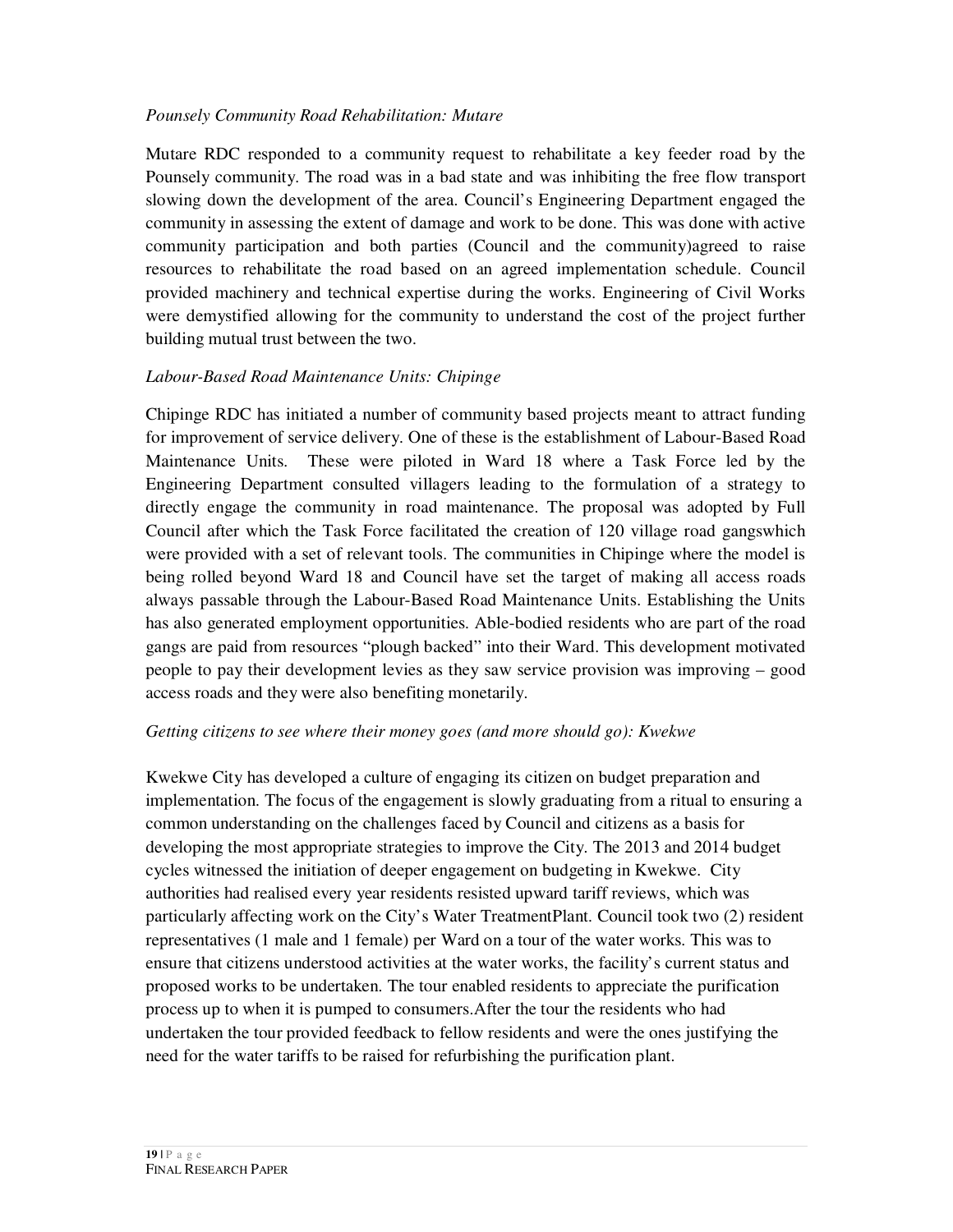*Pounsely Community Road Rehabilitation: Mutare*

Mutare RDC responded to a community request to rehabilitate a key feeder road by the Pounsely community. The road was in a bad state and was inhibiting the free flow transport slowing down the development of the area. Council's Engineering Department engaged the community in assessing the extent of damage and work to be done. This was done with active community participation and both parties (Council and the community)agreed to raise resources to rehabilitate the road based on an agreed implementation schedule. Council provided machinery and technical expertise during the works. Engineering of Civil Works were demystified allowing for the community to understand the cost of the project further building mutual trust between the two.

*Labour-Based Road Maintenance Units: Chipinge*

Chipinge RDC has initiated a number of community based projects meant to attract funding for improvement of service delivery. One of these is the establishment of Labour-Based Road Maintenance Units. These were piloted in Ward 18 where a Task Force led by the Engineering Department consulted villagers leading to the formulation of a strategy to directly engage the community in road maintenance. The proposal was adopted by Full Council after which the Task Force facilitated the creation of 120 village road gangswhich were provided with a set of relevant tools. The communities in Chipinge where the model is being rolled beyond Ward 18 and Council have set the target of making all access roads always passable through the Labour-Based Road Maintenance Units. Establishing the Units has also generated employment opportunities. Able-bodied residents who are part of the road gangs are paid from resources "plough backed" into their Ward. This development motivated people to pay their development levies as they saw service provision was improving – good access roads and they were also benefiting monetarily.

*Getting citizens to see where their money goes (and more should go): Kwekwe*

Kwekwe City has developed a culture of engaging its citizen on budget preparation and implementation. The focus of the engagement is slowly graduating from a ritual to ensuring a common understanding on the challenges faced by Council and citizens as a basis for developing the most appropriate strategies to improve the City. The 2013 and 2014 budget cycles witnessed the initiation of deeper engagement on budgeting in Kwekwe. City authorities had realised every year residents resisted upward tariff reviews, which was particularly affecting work on the City's Water TreatmentPlant. Council took two (2) resident representatives (1 male and 1 female) per Ward on a tour of the water works. This was to ensure that citizens understood activities at the water works, the facility's current status and proposed works to be undertaken. The tour enabled residents to appreciate the purification process up to when it is pumped to consumers.After the tour the residents who had undertaken the tour provided feedback to fellow residents and were the ones justifying the need for the water tariffs to be raised for refurbishing the purification plant.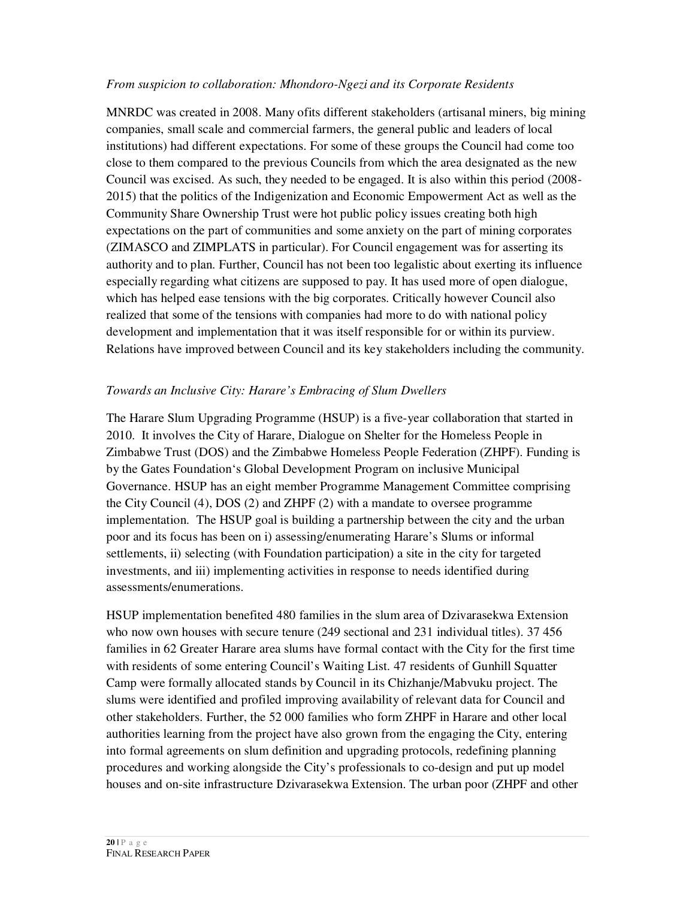*From suspicion to collaboration: Mhondoro-Ngezi and its Corporate Residents*

MNRDC was created in 2008. Many ofits different stakeholders (artisanal miners, big mining companies, small scale and commercial farmers, the general public and leaders of local institutions) had different expectations. For some of these groups the Council had come too close to them compared to the previous Councils from which the area designated as the new Council was excised. As such, they needed to be engaged. It is also within this period (2008-2015) that the politics of the Indigenization and Economic Empowerment Act as well as the Community Share Ownership Trust were hot public policy issues creating both high expectations on the part of communities and some anxiety on the part of mining corporates (ZIMASCO and ZIMPLATS in particular). For Council engagement was for asserting its authority and to plan. Further, Council has not been too legalistic about exerting its influence especially regarding what citizens are supposed to pay. It has used more of open dialogue, which has helped ease tensions with the big corporates. Critically however Council also realized that some of the tensions with companies had more to do with national policy development and implementation that it was itself responsible for or within its purview. Relations have improved between Council and its key stakeholders including the community.

*Towards an Inclusive City: Harare's Embracing of Slum Dwellers*

The Harare Slum Upgrading Programme (HSUP) is a five-year collaboration that started in 2010. It involves the City of Harare, Dialogue on Shelter for the Homeless People in Zimbabwe Trust (DOS) and the Zimbabwe Homeless People Federation (ZHPF). Funding is by the Gates Foundation's Global Development Program on inclusive Municipal Governance. HSUP has an eight member Programme Management Committee comprising the City Council (4), DOS (2) and ZHPF (2) with a mandate to oversee programme implementation. The HSUP goal is building a partnership between the city and the urban poor and its focus has been on i) assessing/enumerating Harare's Slums or informal settlements, ii) selecting (with Foundation participation) a site in the city for targeted investments, and iii) implementing activities in response to needs identified during assessments/enumerations.

HSUP implementation benefited 480 families in the slum area of Dzivarasekwa Extension who now own houses with secure tenure (249 sectional and 231 individual titles). 37 456 families in 62 Greater Harare area slums have formal contact with the City for the first time with residents of some entering Council's Waiting List. 47 residents of Gunhill Squatter Camp were formally allocated stands by Council in its Chizhanje/Mabvuku project. The slums were identified and profiled improving availability of relevant data for Council and other stakeholders. Further, the 52 000 families who form ZHPF in Harare and other local authorities learning from the project have also grown from the engaging the City, entering into formal agreements on slum definition and upgrading protocols, redefining planning procedures and working alongside the City's professionals to co-design and put up model houses and on-site infrastructure Dzivarasekwa Extension. The urban poor (ZHPF and other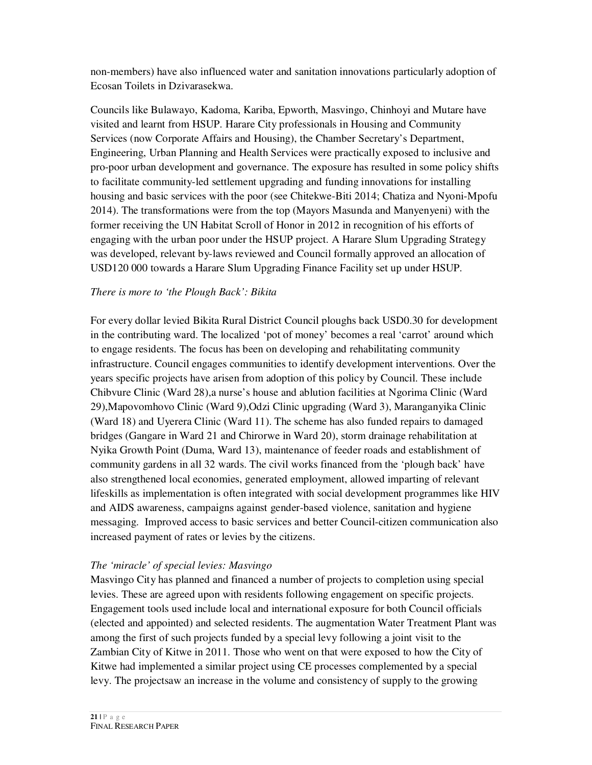non-members) have also influenced water and sanitation innovations particularly adoption of Ecosan Toilets in Dzivarasekwa.

Councils like Bulawayo, Kadoma, Kariba, Epworth, Masvingo, Chinhoyi and Mutare have visited and learnt from HSUP. Harare City professionals in Housing and Community Services (now Corporate Affairs and Housing), the Chamber Secretary's Department, Engineering, Urban Planning and Health Services were practically exposed to inclusive and pro-poor urban development and governance. The exposure has resulted in some policy shifts to facilitate community-led settlement upgrading and funding innovations for installing housing and basic services with the poor (see Chitekwe-Biti 2014; Chatiza and Nyoni-Mpofu 2014). The transformations were from the top (Mayors Masunda and Manyenyeni) with the former receiving the UN Habitat Scroll of Honor in 2012 in recognition of his efforts of engaging with the urban poor under the HSUP project. A Harare Slum Upgrading Strategy was developed, relevant by-laws reviewed and Council formally approved an allocation of USD120 000 towards a Harare Slum Upgrading Finance Facility set up under HSUP.

*There is more to 'the Plough Back': Bikita*

For every dollar levied Bikita Rural District Council ploughs back USD0.30 for development in the contributing ward. The localized 'pot of money' becomes a real 'carrot' around which to engage residents. The focus has been on developing and rehabilitating community infrastructure. Council engages communities to identify development interventions. Over the years specific projects have arisen from adoption of this policy by Council. These include Chibvure Clinic (Ward 28),a nurse's house and ablution facilities at Ngorima Clinic (Ward 29),Mapovomhovo Clinic (Ward 9),Odzi Clinic upgrading (Ward 3), Maranganyika Clinic (Ward 18) and Uyerera Clinic (Ward 11). The scheme has also funded repairs to damaged bridges (Gangare in Ward 21 and Chirorwe in Ward 20), storm drainage rehabilitation at Nyika Growth Point (Duma, Ward 13), maintenance of feeder roads and establishment of community gardens in all 32 wards. The civil works financed from the 'plough back' have also strengthened local economies, generated employment, allowed imparting of relevant lifeskills as implementation is often integrated with social development programmes like HIV and AIDS awareness, campaigns against gender-based violence, sanitation and hygiene messaging. Improved access to basic services and better Council-citizen communication also increased payment of rates or levies by the citizens.

*The 'miracle' of special levies: Masvingo*

Masvingo City has planned and financed a number of projects to completion using special levies. These are agreed upon with residents following engagement on specific projects. Engagement tools used include local and international exposure for both Council officials (elected and appointed) and selected residents. The augmentation Water Treatment Plant was among the first of such projects funded by a special levy following a joint visit to the Zambian City of Kitwe in 2011. Those who went on that were exposed to how the City of Kitwe had implemented a similar project using CE processes complemented by a special levy. The projectsaw an increase in the volume and consistency of supply to the growing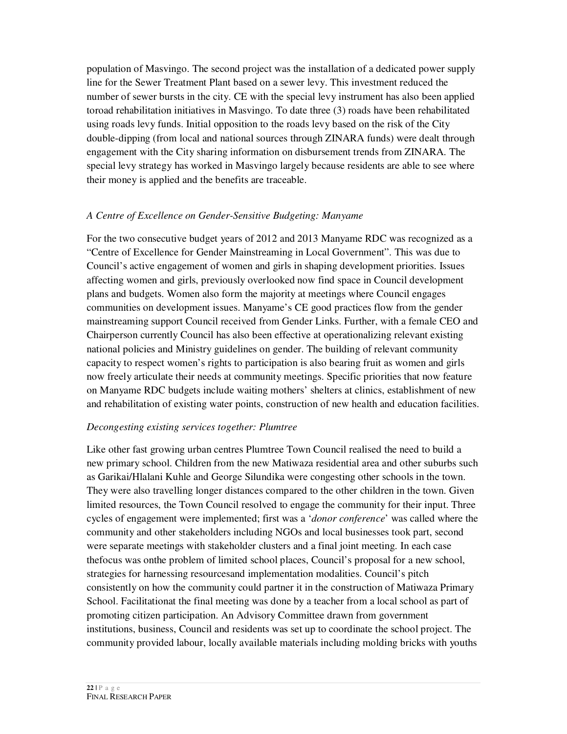population of Masvingo. The second project was the installation of a dedicated power supply line for the Sewer Treatment Plant based on a sewer levy. This investment reduced the number of sewer bursts in the city. CE with the special levy instrument has also been applied toroad rehabilitation initiatives in Masvingo. To date three (3) roads have been rehabilitated using roads levy funds. Initial opposition to the roads levy based on the risk of the City double-dipping (from local and national sources through ZINARA funds) were dealt through engagement with the City sharing information on disbursement trends from ZINARA. The special levy strategy has worked in Masvingo largely because residents are able to see where their money is applied and the benefits are traceable.

*A Centre of Excellence on Gender-Sensitive Budgeting: Manyame*

For the two consecutive budget years of 2012 and 2013 Manyame RDC was recognized as a "Centre of Excellence for Gender Mainstreaming in Local Government". This was due to Council's active engagement of women and girls in shaping development priorities. Issues affecting women and girls, previously overlooked now find space in Council development plans and budgets. Women also form the majority at meetings where Council engages communities on development issues. Manyame's CE good practices flow from the gender mainstreaming support Council received from Gender Links. Further, with a female CEO and Chairperson currently Council has also been effective at operationalizing relevant existing national policies and Ministry guidelines on gender. The building of relevant community capacity to respect women's rights to participation is also bearing fruit as women and girls now freely articulate their needs at community meetings. Specific priorities that now feature on Manyame RDC budgets include waiting mothers' shelters at clinics, establishment of new and rehabilitation of existing water points, construction of new health and education facilities.

*Decongesting existing services together: Plumtree*

Like other fast growing urban centres Plumtree Town Council realised the need to build a new primary school. Children from the new Matiwaza residential area and other suburbs such as Garikai/Hlalani Kuhle and George Silundika were congesting other schools in the town. They were also travelling longer distances compared to the other children in the town. Given limited resources, the Town Council resolved to engage the community for their input. Three cycles of engagement were implemented; first was a '*donor conference*' was called where the community and other stakeholders including NGOs and local businesses took part, second were separate meetings with stakeholder clusters and a final joint meeting. In each case thefocus was onthe problem of limited school places, Council's proposal for a new school, strategies for harnessing resourcesand implementation modalities. Council's pitch consistently on how the community could partner it in the construction of Matiwaza Primary School. Facilitationat the final meeting was done by a teacher from a local school as part of promoting citizen participation. An Advisory Committee drawn from government institutions, business, Council and residents was set up to coordinate the school project. The community provided labour, locally available materials including molding bricks with youths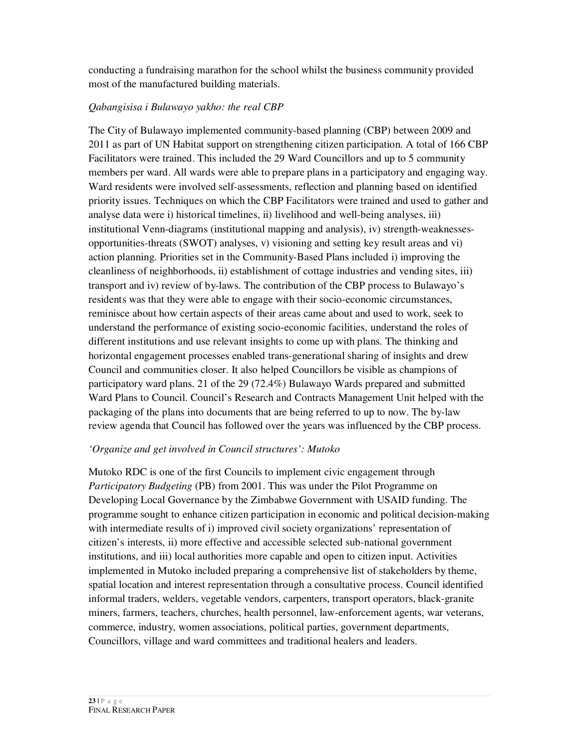conducting a fundraising marathon for the school whilst the business community provided most of the manufactured building materials.

*Qabangisisa i Bulawayo yakho: the real CBP*

The City of Bulawayo implemented community-based planning (CBP) between 2009 and 2011 as part of UN Habitat support on strengthening citizen participation. A total of 166 CBP Facilitators were trained. This included the 29 Ward Councillors and up to 5 community members per ward. All wards were able to prepare plans in a participatory and engaging way. Ward residents were involved self-assessments, reflection and planning based on identified priority issues. Techniques on which the CBP Facilitators were trained and used to gather and analyse data were i) historical timelines, ii) livelihood and well-being analyses, iii) institutional Venn-diagrams (institutional mapping and analysis), iv) strength-weaknesses-opportunities-threats (SWOT) analyses, v) visioning and setting key result areas and vi) action planning. Priorities set in the Community-Based Plans included i) improving the cleanliness of neighborhoods, ii) establishment of cottage industries and vending sites, iii) transport and iv) review of by-laws. The contribution of the CBP process to Bulawayo's residents was that they were able to engage with their socio-economic circumstances, reminisce about how certain aspects of their areas came about and used to work, seek to understand the performance of existing socio-economic facilities, understand the roles of different institutions and use relevant insights to come up with plans. The thinking and horizontal engagement processes enabled trans-generational sharing of insights and drew Council and communities closer. It also helped Councillors be visible as champions of participatory ward plans. 21 of the 29 (72.4%) Bulawayo Wards prepared and submitted Ward Plans to Council. Council's Research and Contracts Management Unit helped with the packaging of the plans into documents that are being referred to up to now. The by-law review agenda that Council has followed over the years was influenced by the CBP process.

*'Organize and get involved in Council structures': Mutoko*

Mutoko RDC is one of the first Councils to implement civic engagement through *Participatory Budgeting* (PB) from 2001. This was under the Pilot Programme on Developing Local Governance by the Zimbabwe Government with USAID funding. The programme sought to enhance citizen participation in economic and political decision-making with intermediate results of i) improved civil society organizations' representation of citizen's interests, ii) more effective and accessible selected sub-national government institutions, and iii) local authorities more capable and open to citizen input. Activities implemented in Mutoko included preparing a comprehensive list of stakeholders by theme, spatial location and interest representation through a consultative process. Council identified informal traders, welders, vegetable vendors, carpenters, transport operators, black-granite miners, farmers, teachers, churches, health personnel, law-enforcement agents, war veterans, commerce, industry, women associations, political parties, government departments, Councillors, village and ward committees and traditional healers and leaders.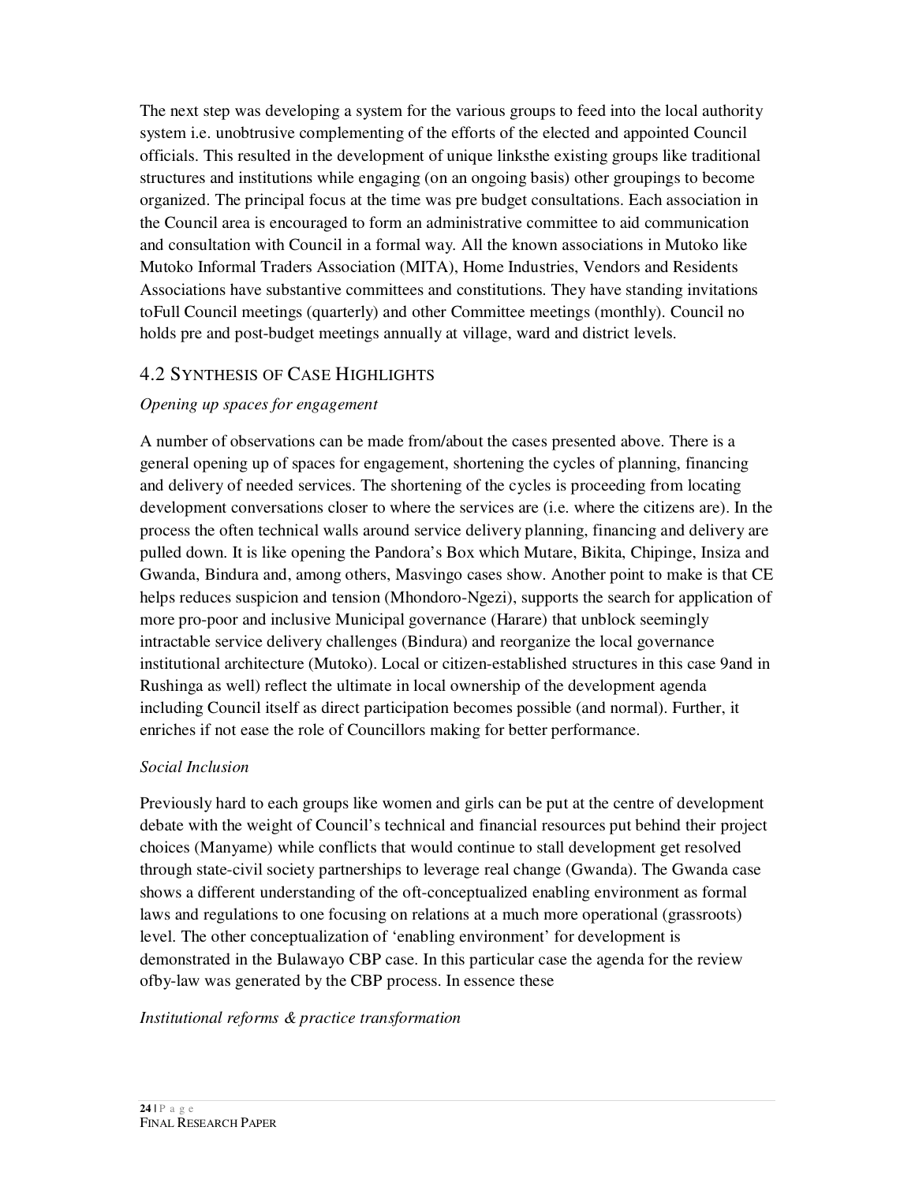The next step was developing a system for the various groups to feed into the local authority system i.e. unobtrusive complementing of the efforts of the elected and appointed Council officials. This resulted in the development of unique linksthe existing groups like traditional structures and institutions while engaging (on an ongoing basis) other groupings to become organized. The principal focus at the time was pre budget consultations. Each association in the Council area is encouraged to form an administrative committee to aid communication and consultation with Council in a formal way. All the known associations in Mutoko like Mutoko Informal Traders Association (MITA), Home Industries, Vendors and Residents Associations have substantive committees and constitutions. They have standing invitations toFull Council meetings (quarterly) and other Committee meetings (monthly). Council no holds pre and post-budget meetings annually at village, ward and district levels.

## 4.2 Synthesis of Case Highlights

*Opening up spaces for engagement*

A number of observations can be made from/about the cases presented above. There is a general opening up of spaces for engagement, shortening the cycles of planning, financing and delivery of needed services. The shortening of the cycles is proceeding from locating development conversations closer to where the services are (i.e. where the citizens are). In the process the often technical walls around service delivery planning, financing and delivery are pulled down. It is like opening the Pandora's Box which Mutare, Bikita, Chipinge, Insiza and Gwanda, Bindura and, among others, Masvingo cases show. Another point to make is that CE helps reduces suspicion and tension (Mhondoro-Ngezi), supports the search for application of more pro-poor and inclusive Municipal governance (Harare) that unblock seemingly intractable service delivery challenges (Bindura) and reorganize the local governance institutional architecture (Mutoko). Local or citizen-established structures in this case 9and in Rushinga as well) reflect the ultimate in local ownership of the development agenda including Council itself as direct participation becomes possible (and normal). Further, it enriches if not ease the role of Councillors making for better performance.

*Social Inclusion*

Previously hard to each groups like women and girls can be put at the centre of development debate with the weight of Council's technical and financial resources put behind their project choices (Manyame) while conflicts that would continue to stall development get resolved through state-civil society partnerships to leverage real change (Gwanda). The Gwanda case shows a different understanding of the oft-conceptualized enabling environment as formal laws and regulations to one focusing on relations at a much more operational (grassroots) level. The other conceptualization of 'enabling environment' for development is demonstrated in the Bulawayo CBP case. In this particular case the agenda for the review ofby-law was generated by the CBP process. In essence these

*Institutional reforms & practice transformation*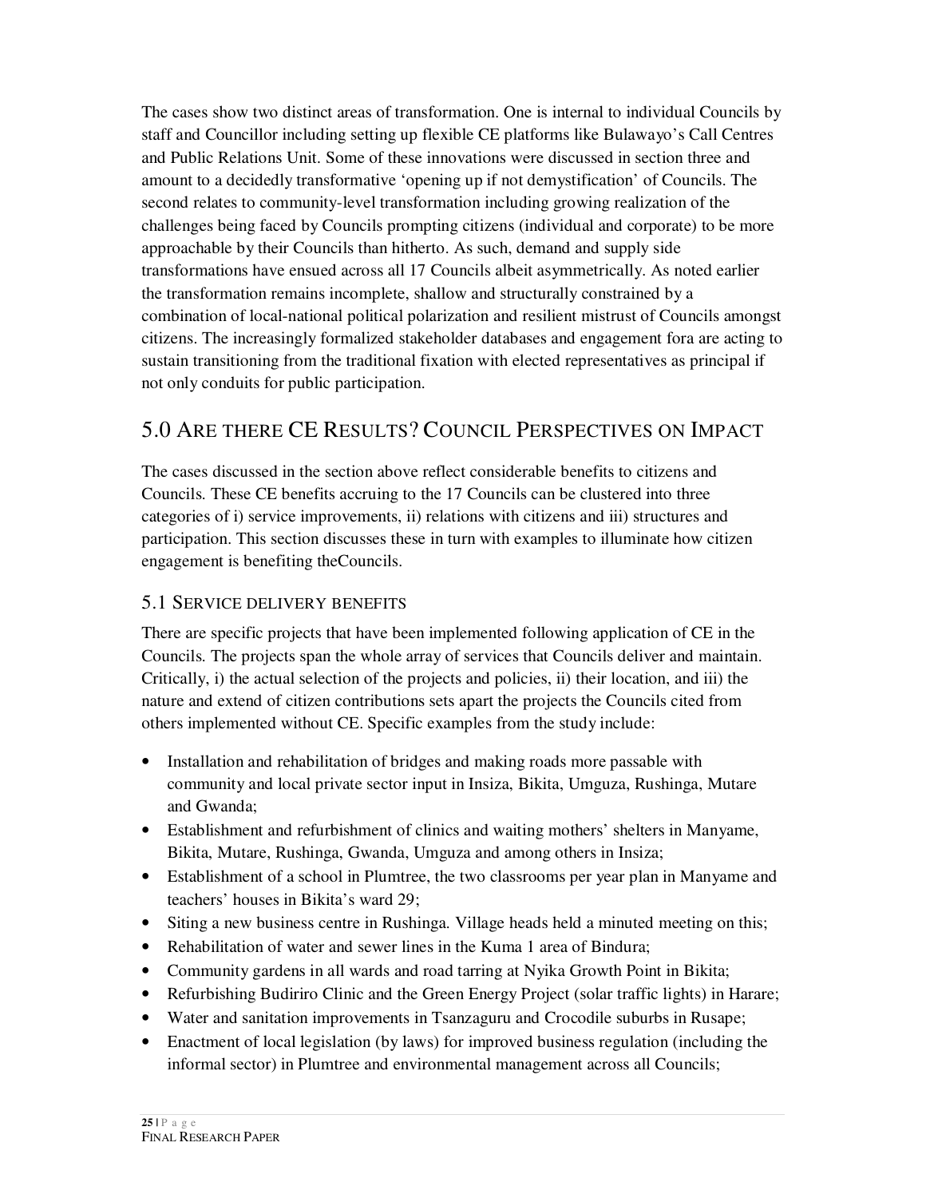The cases show two distinct areas of transformation. One is internal to individual Councils by staff and Councillor including setting up flexible CE platforms like Bulawayo's Call Centres and Public Relations Unit. Some of these innovations were discussed in section three and amount to a decidedly transformative 'opening up if not demystification' of Councils. The second relates to community-level transformation including growing realization of the challenges being faced by Councils prompting citizens (individual and corporate) to be more approachable by their Councils than hitherto. As such, demand and supply side transformations have ensued across all 17 Councils albeit asymmetrically. As noted earlier the transformation remains incomplete, shallow and structurally constrained by a combination of local-national political polarization and resilient mistrust of Councils amongst citizens. The increasingly formalized stakeholder databases and engagement fora are acting to sustain transitioning from the traditional fixation with elected representatives as principal if not only conduits for public participation.

## 5.0 Are there CE Results? Council Perspectives on Impact

The cases discussed in the section above reflect considerable benefits to citizens and Councils. These CE benefits accruing to the 17 Councils can be clustered into three categories of i) service improvements, ii) relations with citizens and iii) structures and participation. This section discusses these in turn with examples to illuminate how citizen engagement is benefiting theCouncils.

### 5.1 Service delivery benefits

There are specific projects that have been implemented following application of CE in the Councils. The projects span the whole array of services that Councils deliver and maintain. Critically, i) the actual selection of the projects and policies, ii) their location, and iii) the nature and extend of citizen contributions sets apart the projects the Councils cited from others implemented without CE. Specific examples from the study include:

- Installation and rehabilitation of bridges and making roads more passable with community and local private sector input in Insiza, Bikita, Umguza, Rushinga, Mutare and Gwanda;
- Establishment and refurbishment of clinics and waiting mothers' shelters in Manyame, Bikita, Mutare, Rushinga, Gwanda, Umguza and among others in Insiza;
- Establishment of a school in Plumtree, the two classrooms per year plan in Manyame and teachers' houses in Bikita's ward 29;
- Siting a new business centre in Rushinga. Village heads held a minuted meeting on this;
- Rehabilitation of water and sewer lines in the Kuma 1 area of Bindura;
- Community gardens in all wards and road tarring at Nyika Growth Point in Bikita;
- Refurbishing Budiriro Clinic and the Green Energy Project (solar traffic lights) in Harare;
- Water and sanitation improvements in Tsanzaguru and Crocodile suburbs in Rusape;
- Enactment of local legislation (by laws) for improved business regulation (including the informal sector) in Plumtree and environmental management across all Councils;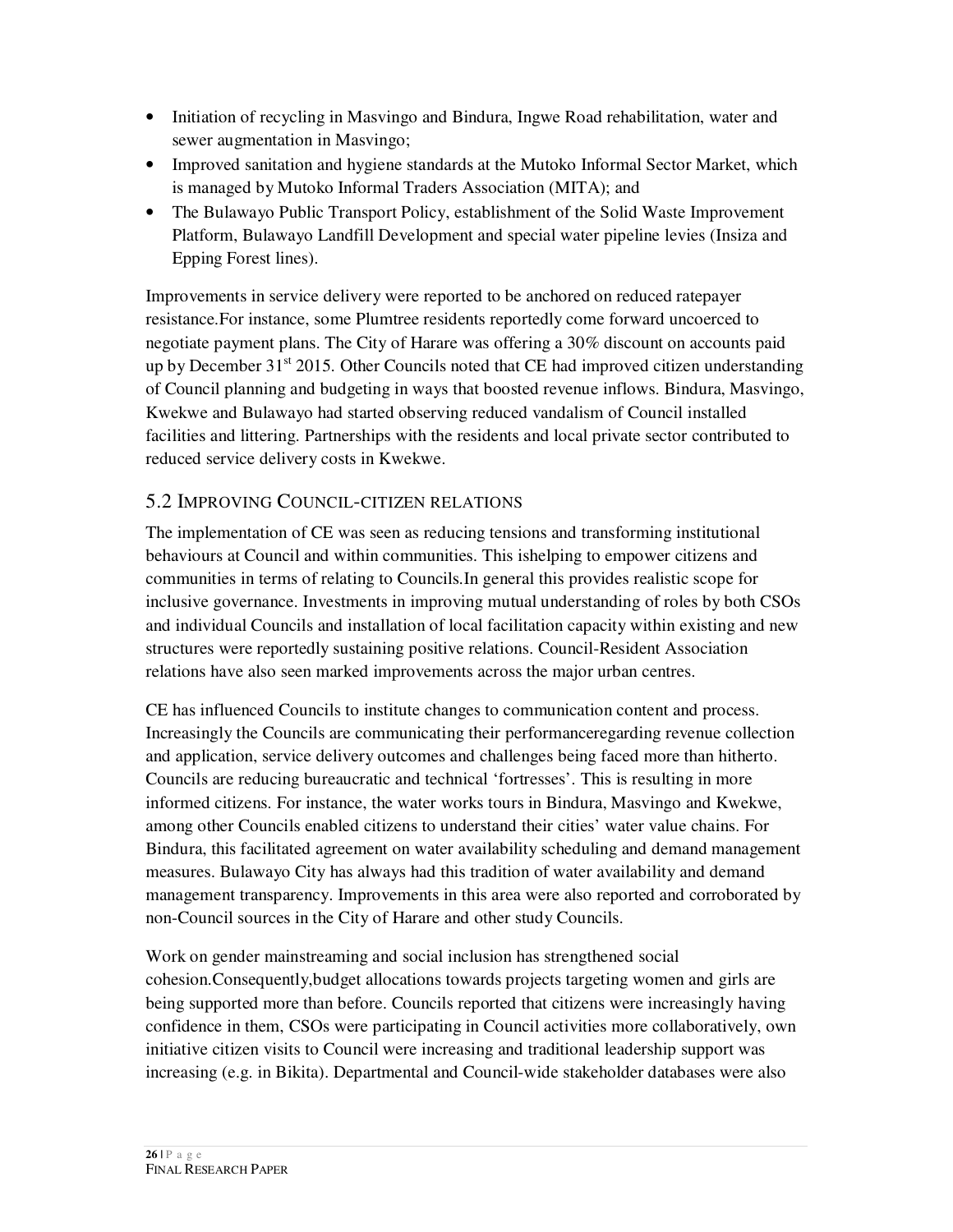- Initiation of recycling in Masvingo and Bindura, Ingwe Road rehabilitation, water and sewer augmentation in Masvingo;
- Improved sanitation and hygiene standards at the Mutoko Informal Sector Market, which is managed by Mutoko Informal Traders Association (MITA); and
- The Bulawayo Public Transport Policy, establishment of the Solid Waste Improvement Platform, Bulawayo Landfill Development and special water pipeline levies (Insiza and Epping Forest lines).

Improvements in service delivery were reported to be anchored on reduced ratepayer resistance.For instance, some Plumtree residents reportedly come forward uncoerced to negotiate payment plans. The City of Harare was offering a 30% discount on accounts paid up by December 31st 2015. Other Councils noted that CE had improved citizen understanding of Council planning and budgeting in ways that boosted revenue inflows. Bindura, Masvingo, Kwekwe and Bulawayo had started observing reduced vandalism of Council installed facilities and littering. Partnerships with the residents and local private sector contributed to reduced service delivery costs in Kwekwe.

## 5.2 Improving Council-citizen relations

The implementation of CE was seen as reducing tensions and transforming institutional behaviours at Council and within communities. This ishelping to empower citizens and communities in terms of relating to Councils.In general this provides realistic scope for inclusive governance. Investments in improving mutual understanding of roles by both CSOs and individual Councils and installation of local facilitation capacity within existing and new structures were reportedly sustaining positive relations. Council-Resident Association relations have also seen marked improvements across the major urban centres.

CE has influenced Councils to institute changes to communication content and process. Increasingly the Councils are communicating their performanceregarding revenue collection and application, service delivery outcomes and challenges being faced more than hitherto. Councils are reducing bureaucratic and technical ‘fortresses’. This is resulting in more informed citizens. For instance, the water works tours in Bindura, Masvingo and Kwekwe, among other Councils enabled citizens to understand their cities’ water value chains. For Bindura, this facilitated agreement on water availability scheduling and demand management measures. Bulawayo City has always had this tradition of water availability and demand management transparency. Improvements in this area were also reported and corroborated by non-Council sources in the City of Harare and other study Councils.

Work on gender mainstreaming and social inclusion has strengthened social cohesion.Consequently,budget allocations towards projects targeting women and girls are being supported more than before. Councils reported that citizens were increasingly having confidence in them, CSOs were participating in Council activities more collaboratively, own initiative citizen visits to Council were increasing and traditional leadership support was increasing (e.g. in Bikita). Departmental and Council-wide stakeholder databases were also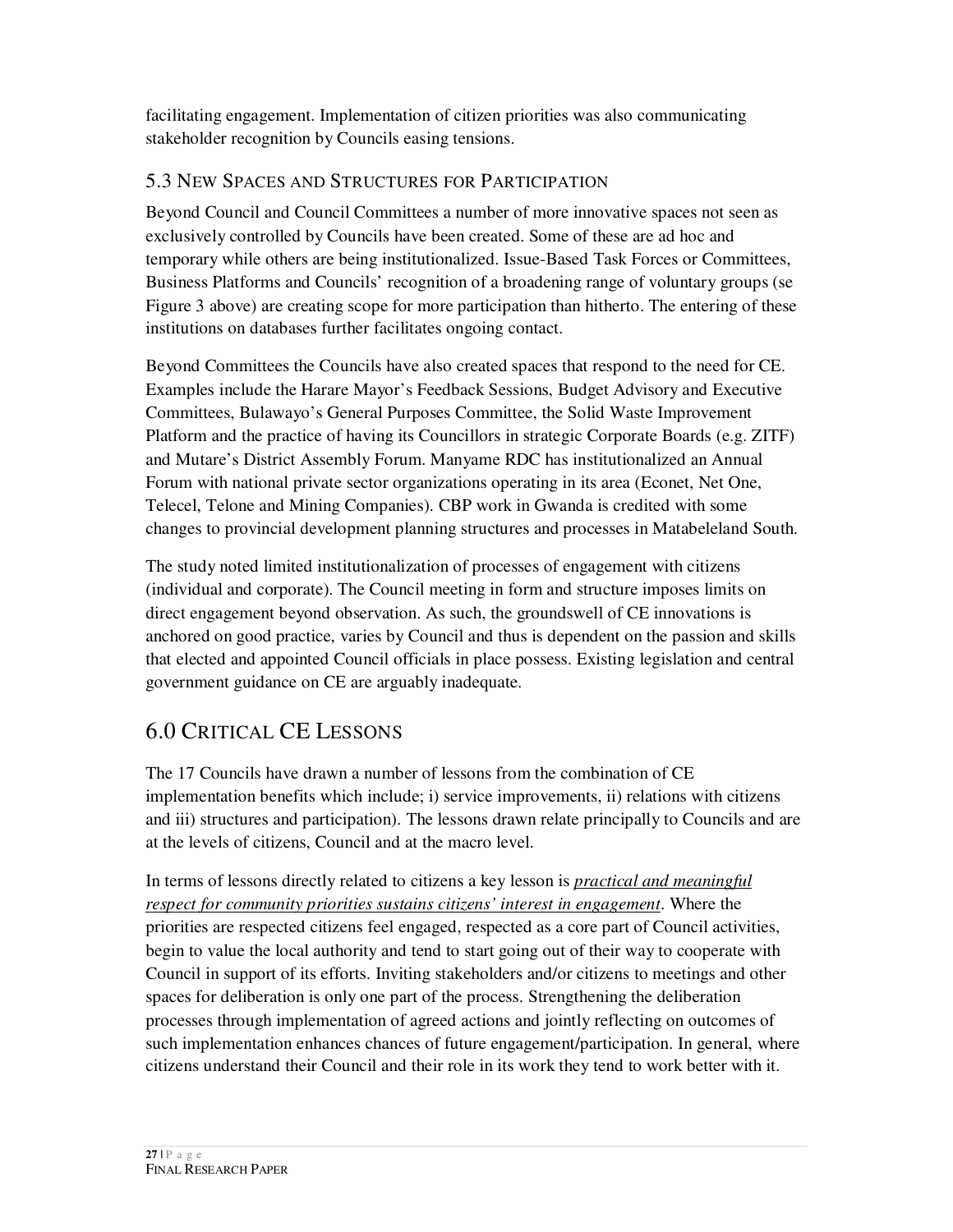facilitating engagement. Implementation of citizen priorities was also communicating stakeholder recognition by Councils easing tensions.

### 5.3 New Spaces and Structures for Participation

Beyond Council and Council Committees a number of more innovative spaces not seen as exclusively controlled by Councils have been created. Some of these are ad hoc and temporary while others are being institutionalized. Issue-Based Task Forces or Committees, Business Platforms and Councils' recognition of a broadening range of voluntary groups (se Figure 3 above) are creating scope for more participation than hitherto. The entering of these institutions on databases further facilitates ongoing contact.

Beyond Committees the Councils have also created spaces that respond to the need for CE. Examples include the Harare Mayor's Feedback Sessions, Budget Advisory and Executive Committees, Bulawayo's General Purposes Committee, the Solid Waste Improvement Platform and the practice of having its Councillors in strategic Corporate Boards (e.g. ZITF) and Mutare's District Assembly Forum. Manyame RDC has institutionalized an Annual Forum with national private sector organizations operating in its area (Econet, Net One, Telecel, Telone and Mining Companies). CBP work in Gwanda is credited with some changes to provincial development planning structures and processes in Matabeleland South.

The study noted limited institutionalization of processes of engagement with citizens (individual and corporate). The Council meeting in form and structure imposes limits on direct engagement beyond observation. As such, the groundswell of CE innovations is anchored on good practice, varies by Council and thus is dependent on the passion and skills that elected and appointed Council officials in place possess. Existing legislation and central government guidance on CE are arguably inadequate.

## 6.0 Critical CE Lessons

The 17 Councils have drawn a number of lessons from the combination of CE implementation benefits which include; i) service improvements, ii) relations with citizens and iii) structures and participation). The lessons drawn relate principally to Councils and are at the levels of citizens, Council and at the macro level.

In terms of lessons directly related to citizens a key lesson is <u>*practical and meaningful respect for community priorities sustains citizens' interest in engagement*</u>. Where the priorities are respected citizens feel engaged, respected as a core part of Council activities, begin to value the local authority and tend to start going out of their way to cooperate with Council in support of its efforts. Inviting stakeholders and/or citizens to meetings and other spaces for deliberation is only one part of the process. Strengthening the deliberation processes through implementation of agreed actions and jointly reflecting on outcomes of such implementation enhances chances of future engagement/participation. In general, where citizens understand their Council and their role in its work they tend to work better with it.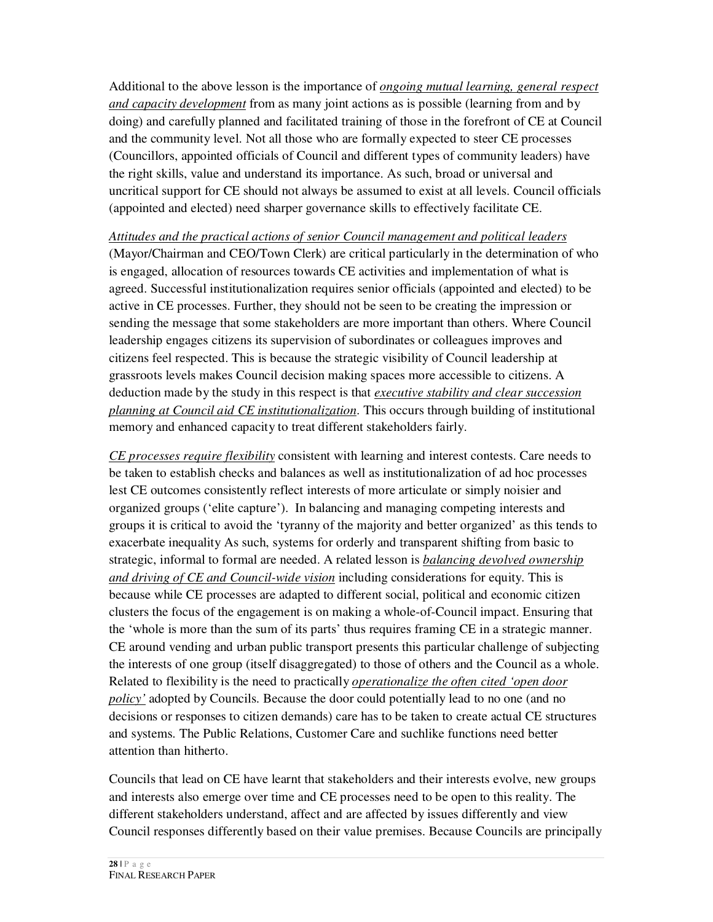Additional to the above lesson is the importance of _ongoing mutual learning, general respect and capacity development_ from as many joint actions as is possible (learning from and by doing) and carefully planned and facilitated training of those in the forefront of CE at Council and the community level. Not all those who are formally expected to steer CE processes (Councillors, appointed officials of Council and different types of community leaders) have the right skills, value and understand its importance. As such, broad or universal and uncritical support for CE should not always be assumed to exist at all levels. Council officials (appointed and elected) need sharper governance skills to effectively facilitate CE.

_Attitudes and the practical actions of senior Council management and political leaders_ (Mayor/Chairman and CEO/Town Clerk) are critical particularly in the determination of who is engaged, allocation of resources towards CE activities and implementation of what is agreed. Successful institutionalization requires senior officials (appointed and elected) to be active in CE processes. Further, they should not be seen to be creating the impression or sending the message that some stakeholders are more important than others. Where Council leadership engages citizens its supervision of subordinates or colleagues improves and citizens feel respected. This is because the strategic visibility of Council leadership at grassroots levels makes Council decision making spaces more accessible to citizens. A deduction made by the study in this respect is that _executive stability and clear succession planning at Council aid CE institutionalization_. This occurs through building of institutional memory and enhanced capacity to treat different stakeholders fairly.

_CE processes require flexibility_ consistent with learning and interest contests. Care needs to be taken to establish checks and balances as well as institutionalization of ad hoc processes lest CE outcomes consistently reflect interests of more articulate or simply noisier and organized groups ('elite capture'). In balancing and managing competing interests and groups it is critical to avoid the 'tyranny of the majority and better organized' as this tends to exacerbate inequality As such, systems for orderly and transparent shifting from basic to strategic, informal to formal are needed. A related lesson is _balancing devolved ownership and driving of CE and Council-wide vision_ including considerations for equity. This is because while CE processes are adapted to different social, political and economic citizen clusters the focus of the engagement is on making a whole-of-Council impact. Ensuring that the 'whole is more than the sum of its parts' thus requires framing CE in a strategic manner. CE around vending and urban public transport presents this particular challenge of subjecting the interests of one group (itself disaggregated) to those of others and the Council as a whole. Related to flexibility is the need to practically _operationalize the often cited 'open door policy'_ adopted by Councils. Because the door could potentially lead to no one (and no decisions or responses to citizen demands) care has to be taken to create actual CE structures and systems. The Public Relations, Customer Care and suchlike functions need better attention than hitherto.

Councils that lead on CE have learnt that stakeholders and their interests evolve, new groups and interests also emerge over time and CE processes need to be open to this reality. The different stakeholders understand, affect and are affected by issues differently and view Council responses differently based on their value premises. Because Councils are principally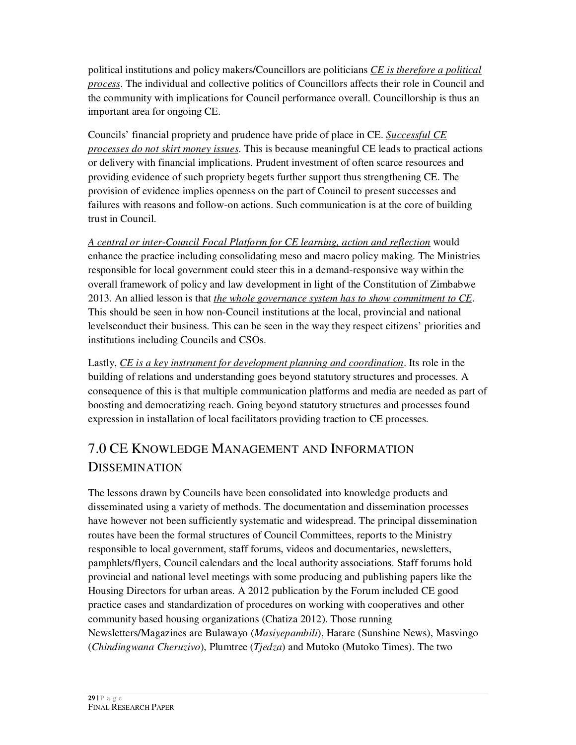political institutions and policy makers/Councillors are politicians *CE is therefore a political process*. The individual and collective politics of Councillors affects their role in Council and the community with implications for Council performance overall. Councillorship is thus an important area for ongoing CE.

Councils' financial propriety and prudence have pride of place in CE. *Successful CE processes do not skirt money issues*. This is because meaningful CE leads to practical actions or delivery with financial implications. Prudent investment of often scarce resources and providing evidence of such propriety begets further support thus strengthening CE. The provision of evidence implies openness on the part of Council to present successes and failures with reasons and follow-on actions. Such communication is at the core of building trust in Council.

*A central or inter-Council Focal Platform for CE learning, action and reflection* would enhance the practice including consolidating meso and macro policy making. The Ministries responsible for local government could steer this in a demand-responsive way within the overall framework of policy and law development in light of the Constitution of Zimbabwe 2013. An allied lesson is that *the whole governance system has to show commitment to CE*. This should be seen in how non-Council institutions at the local, provincial and national levelsconduct their business. This can be seen in the way they respect citizens' priorities and institutions including Councils and CSOs.

Lastly, *CE is a key instrument for development planning and coordination*. Its role in the building of relations and understanding goes beyond statutory structures and processes. A consequence of this is that multiple communication platforms and media are needed as part of boosting and democratizing reach. Going beyond statutory structures and processes found expression in installation of local facilitators providing traction to CE processes.

# 7.0 CE Knowledge Management and Information Dissemination

The lessons drawn by Councils have been consolidated into knowledge products and disseminated using a variety of methods. The documentation and dissemination processes have however not been sufficiently systematic and widespread. The principal dissemination routes have been the formal structures of Council Committees, reports to the Ministry responsible to local government, staff forums, videos and documentaries, newsletters, pamphlets/flyers, Council calendars and the local authority associations. Staff forums hold provincial and national level meetings with some producing and publishing papers like the Housing Directors for urban areas. A 2012 publication by the Forum included CE good practice cases and standardization of procedures on working with cooperatives and other community based housing organizations (Chatiza 2012). Those running Newsletters/Magazines are Bulawayo (*Masiyepambili*), Harare (Sunshine News), Masvingo (*Chindingwana Cheruzivo*), Plumtree (*Tjedza*) and Mutoko (Mutoko Times). The two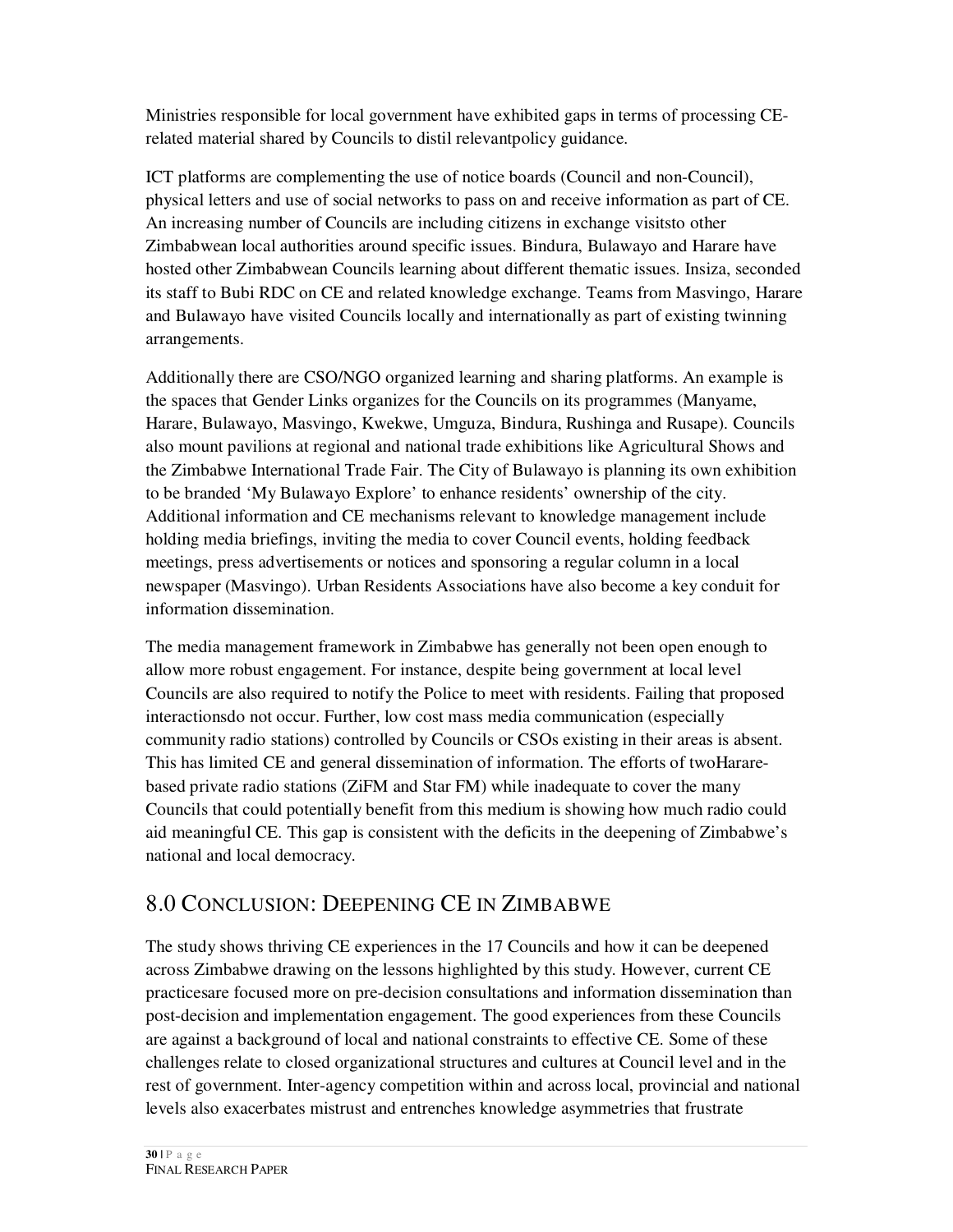Ministries responsible for local government have exhibited gaps in terms of processing CE-related material shared by Councils to distil relevantpolicy guidance.

ICT platforms are complementing the use of notice boards (Council and non-Council), physical letters and use of social networks to pass on and receive information as part of CE. An increasing number of Councils are including citizens in exchange visitsto other Zimbabwean local authorities around specific issues. Bindura, Bulawayo and Harare have hosted other Zimbabwean Councils learning about different thematic issues. Insiza, seconded its staff to Bubi RDC on CE and related knowledge exchange. Teams from Masvingo, Harare and Bulawayo have visited Councils locally and internationally as part of existing twinning arrangements.

Additionally there are CSO/NGO organized learning and sharing platforms. An example is the spaces that Gender Links organizes for the Councils on its programmes (Manyame, Harare, Bulawayo, Masvingo, Kwekwe, Umguza, Bindura, Rushinga and Rusape). Councils also mount pavilions at regional and national trade exhibitions like Agricultural Shows and the Zimbabwe International Trade Fair. The City of Bulawayo is planning its own exhibition to be branded 'My Bulawayo Explore' to enhance residents' ownership of the city. Additional information and CE mechanisms relevant to knowledge management include holding media briefings, inviting the media to cover Council events, holding feedback meetings, press advertisements or notices and sponsoring a regular column in a local newspaper (Masvingo). Urban Residents Associations have also become a key conduit for information dissemination.

The media management framework in Zimbabwe has generally not been open enough to allow more robust engagement. For instance, despite being government at local level Councils are also required to notify the Police to meet with residents. Failing that proposed interactionsdo not occur. Further, low cost mass media communication (especially community radio stations) controlled by Councils or CSOs existing in their areas is absent. This has limited CE and general dissemination of information. The efforts of twoHarare-based private radio stations (ZiFM and Star FM) while inadequate to cover the many Councils that could potentially benefit from this medium is showing how much radio could aid meaningful CE. This gap is consistent with the deficits in the deepening of Zimbabwe's national and local democracy.

## 8.0 Conclusion: Deepening CE in Zimbabwe

The study shows thriving CE experiences in the 17 Councils and how it can be deepened across Zimbabwe drawing on the lessons highlighted by this study. However, current CE practicesare focused more on pre-decision consultations and information dissemination than post-decision and implementation engagement. The good experiences from these Councils are against a background of local and national constraints to effective CE. Some of these challenges relate to closed organizational structures and cultures at Council level and in the rest of government. Inter-agency competition within and across local, provincial and national levels also exacerbates mistrust and entrenches knowledge asymmetries that frustrate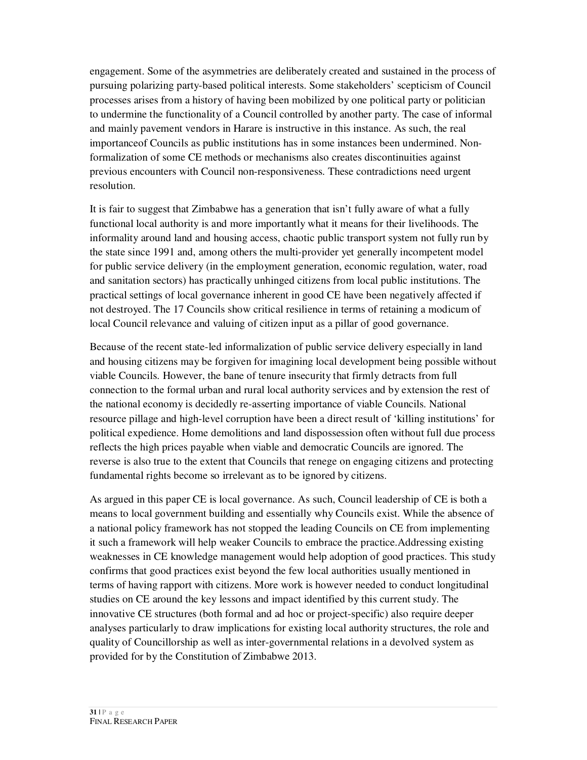engagement. Some of the asymmetries are deliberately created and sustained in the process of pursuing polarizing party-based political interests. Some stakeholders' scepticism of Council processes arises from a history of having been mobilized by one political party or politician to undermine the functionality of a Council controlled by another party. The case of informal and mainly pavement vendors in Harare is instructive in this instance. As such, the real importanceof Councils as public institutions has in some instances been undermined. Non-formalization of some CE methods or mechanisms also creates discontinuities against previous encounters with Council non-responsiveness. These contradictions need urgent resolution.

It is fair to suggest that Zimbabwe has a generation that isn't fully aware of what a fully functional local authority is and more importantly what it means for their livelihoods. The informality around land and housing access, chaotic public transport system not fully run by the state since 1991 and, among others the multi-provider yet generally incompetent model for public service delivery (in the employment generation, economic regulation, water, road and sanitation sectors) has practically unhinged citizens from local public institutions. The practical settings of local governance inherent in good CE have been negatively affected if not destroyed. The 17 Councils show critical resilience in terms of retaining a modicum of local Council relevance and valuing of citizen input as a pillar of good governance.

Because of the recent state-led informalization of public service delivery especially in land and housing citizens may be forgiven for imagining local development being possible without viable Councils. However, the bane of tenure insecurity that firmly detracts from full connection to the formal urban and rural local authority services and by extension the rest of the national economy is decidedly re-asserting importance of viable Councils. National resource pillage and high-level corruption have been a direct result of 'killing institutions' for political expedience. Home demolitions and land dispossession often without full due process reflects the high prices payable when viable and democratic Councils are ignored. The reverse is also true to the extent that Councils that renege on engaging citizens and protecting fundamental rights become so irrelevant as to be ignored by citizens.

As argued in this paper CE is local governance. As such, Council leadership of CE is both a means to local government building and essentially why Councils exist. While the absence of a national policy framework has not stopped the leading Councils on CE from implementing it such a framework will help weaker Councils to embrace the practice.Addressing existing weaknesses in CE knowledge management would help adoption of good practices. This study confirms that good practices exist beyond the few local authorities usually mentioned in terms of having rapport with citizens. More work is however needed to conduct longitudinal studies on CE around the key lessons and impact identified by this current study. The innovative CE structures (both formal and ad hoc or project-specific) also require deeper analyses particularly to draw implications for existing local authority structures, the role and quality of Councillorship as well as inter-governmental relations in a devolved system as provided for by the Constitution of Zimbabwe 2013.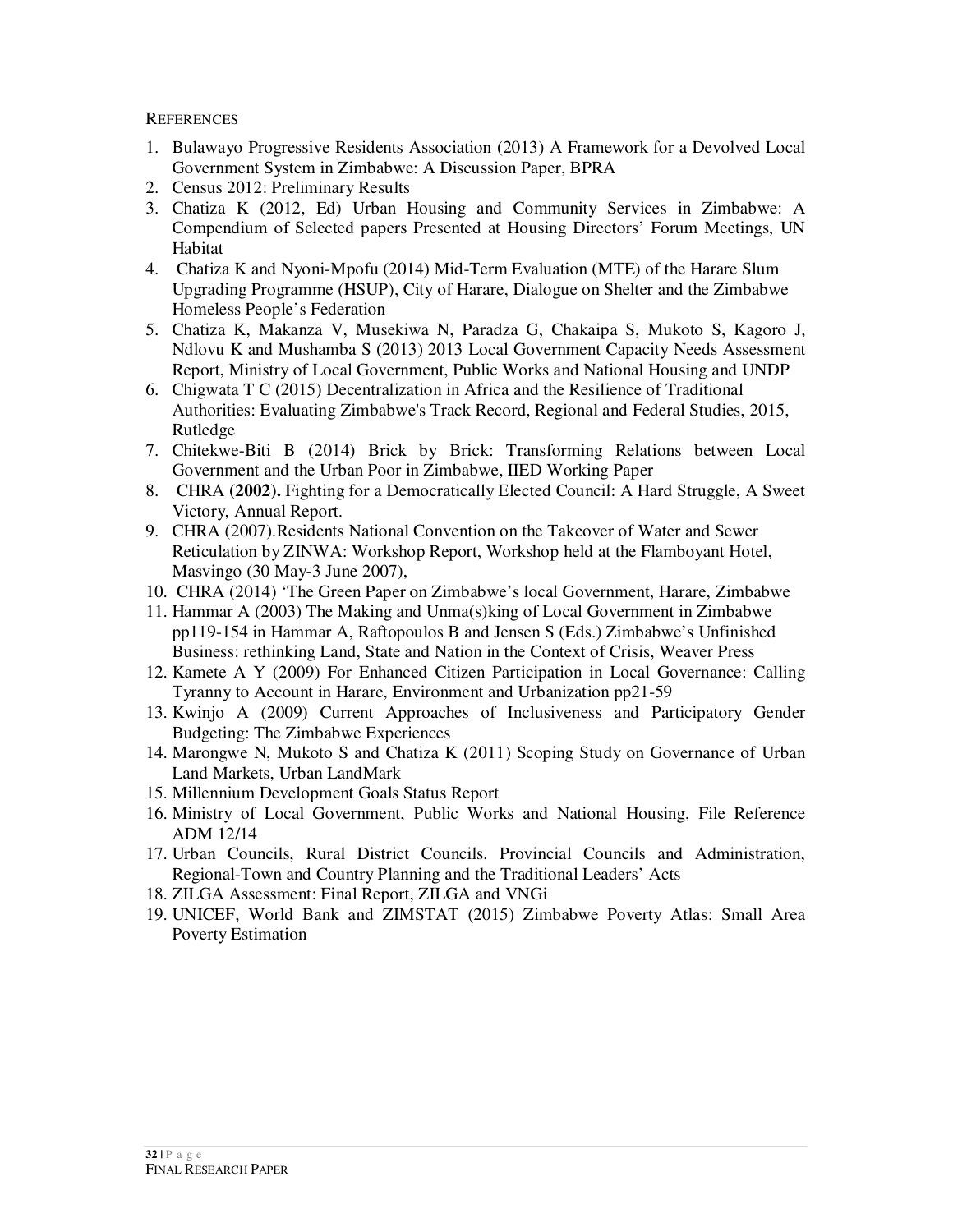## References

1. Bulawayo Progressive Residents Association (2013) A Framework for a Devolved Local Government System in Zimbabwe: A Discussion Paper, BPRA
2. Census 2012: Preliminary Results
3. Chatiza K (2012, Ed) Urban Housing and Community Services in Zimbabwe: A Compendium of Selected papers Presented at Housing Directors' Forum Meetings, UN Habitat
4. Chatiza K and Nyoni-Mpofu (2014) Mid-Term Evaluation (MTE) of the Harare Slum Upgrading Programme (HSUP), City of Harare, Dialogue on Shelter and the Zimbabwe Homeless People's Federation
5. Chatiza K, Makanza V, Musekiwa N, Paradza G, Chakaipa S, Mukoto S, Kagoro J, Ndlovu K and Mushamba S (2013) 2013 Local Government Capacity Needs Assessment Report, Ministry of Local Government, Public Works and National Housing and UNDP
6. Chigwata T C (2015) Decentralization in Africa and the Resilience of Traditional Authorities: Evaluating Zimbabwe's Track Record, Regional and Federal Studies, 2015, Rutledge
7. Chitekwe-Biti B (2014) Brick by Brick: Transforming Relations between Local Government and the Urban Poor in Zimbabwe, IIED Working Paper
8. CHRA **(2002).** Fighting for a Democratically Elected Council: A Hard Struggle, A Sweet Victory, Annual Report.
9. CHRA (2007).Residents National Convention on the Takeover of Water and Sewer Reticulation by ZINWA: Workshop Report, Workshop held at the Flamboyant Hotel, Masvingo (30 May-3 June 2007),
10. CHRA (2014) 'The Green Paper on Zimbabwe's local Government, Harare, Zimbabwe
11. Hammar A (2003) The Making and Unma(s)king of Local Government in Zimbabwe pp119-154 in Hammar A, Raftopoulos B and Jensen S (Eds.) Zimbabwe's Unfinished Business: rethinking Land, State and Nation in the Context of Crisis, Weaver Press
12. Kamete A Y (2009) For Enhanced Citizen Participation in Local Governance: Calling Tyranny to Account in Harare, Environment and Urbanization pp21-59
13. Kwinjo A (2009) Current Approaches of Inclusiveness and Participatory Gender Budgeting: The Zimbabwe Experiences
14. Marongwe N, Mukoto S and Chatiza K (2011) Scoping Study on Governance of Urban Land Markets, Urban LandMark
15. Millennium Development Goals Status Report
16. Ministry of Local Government, Public Works and National Housing, File Reference ADM 12/14
17. Urban Councils, Rural District Councils. Provincial Councils and Administration, Regional-Town and Country Planning and the Traditional Leaders' Acts
18. ZILGA Assessment: Final Report, ZILGA and VNGi
19. UNICEF, World Bank and ZIMSTAT (2015) Zimbabwe Poverty Atlas: Small Area Poverty Estimation